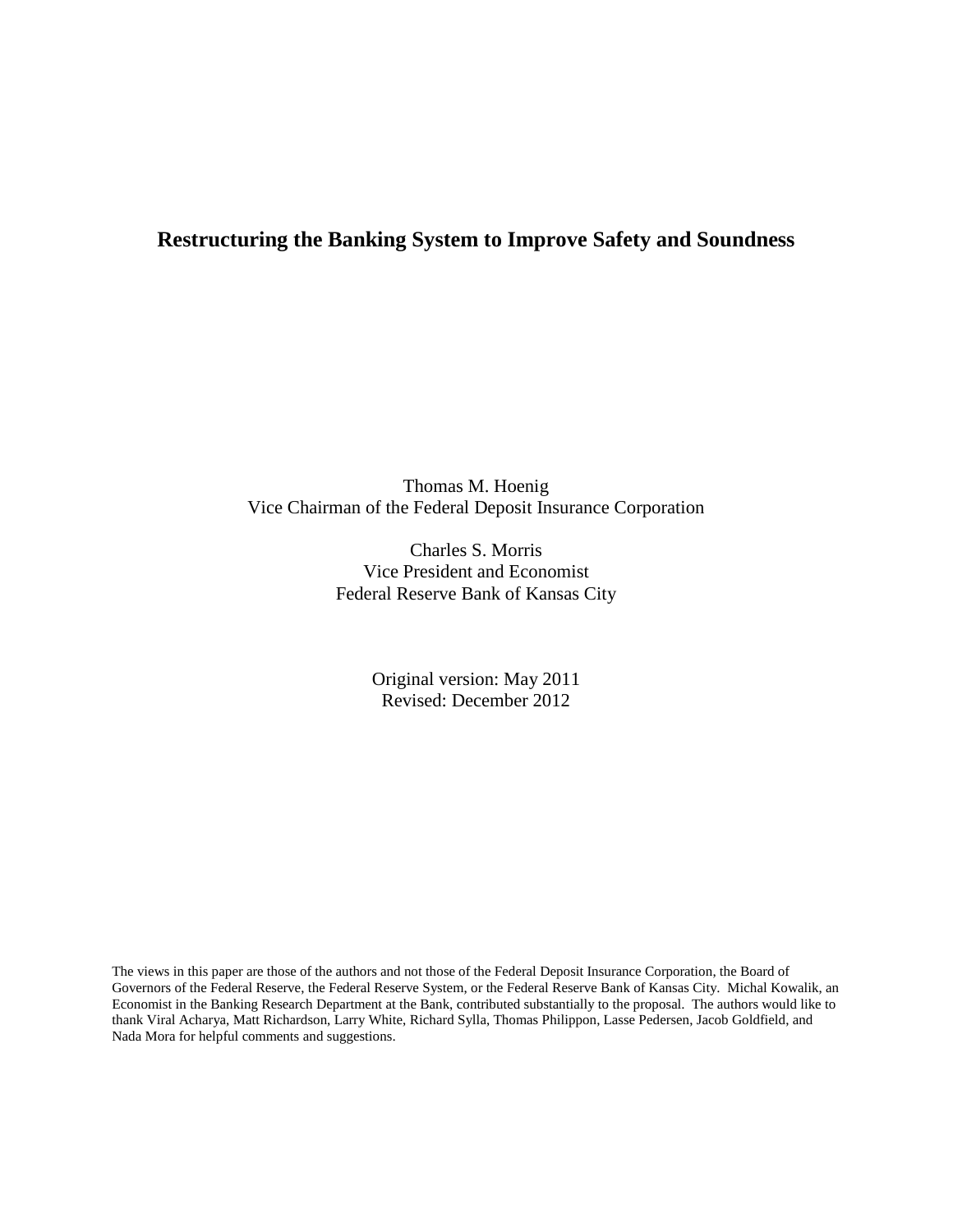# Restructuring the Banking System to Improve Safety and Soundness

Thomas M. Hoenig
Vice Chairman of the Federal Deposit Insurance Corporation

Charles S. Morris
Vice President and Economist
Federal Reserve Bank of Kansas City

Original version: May 2011
Revised: December 2012

The views in this paper are those of the authors and not those of the Federal Deposit Insurance Corporation, the Board of Governors of the Federal Reserve, the Federal Reserve System, or the Federal Reserve Bank of Kansas City. Michal Kowalik, an Economist in the Banking Research Department at the Bank, contributed substantially to the proposal. The authors would like to thank Viral Acharya, Matt Richardson, Larry White, Richard Sylla, Thomas Philippon, Lasse Pedersen, Jacob Goldfield, and Nada Mora for helpful comments and suggestions.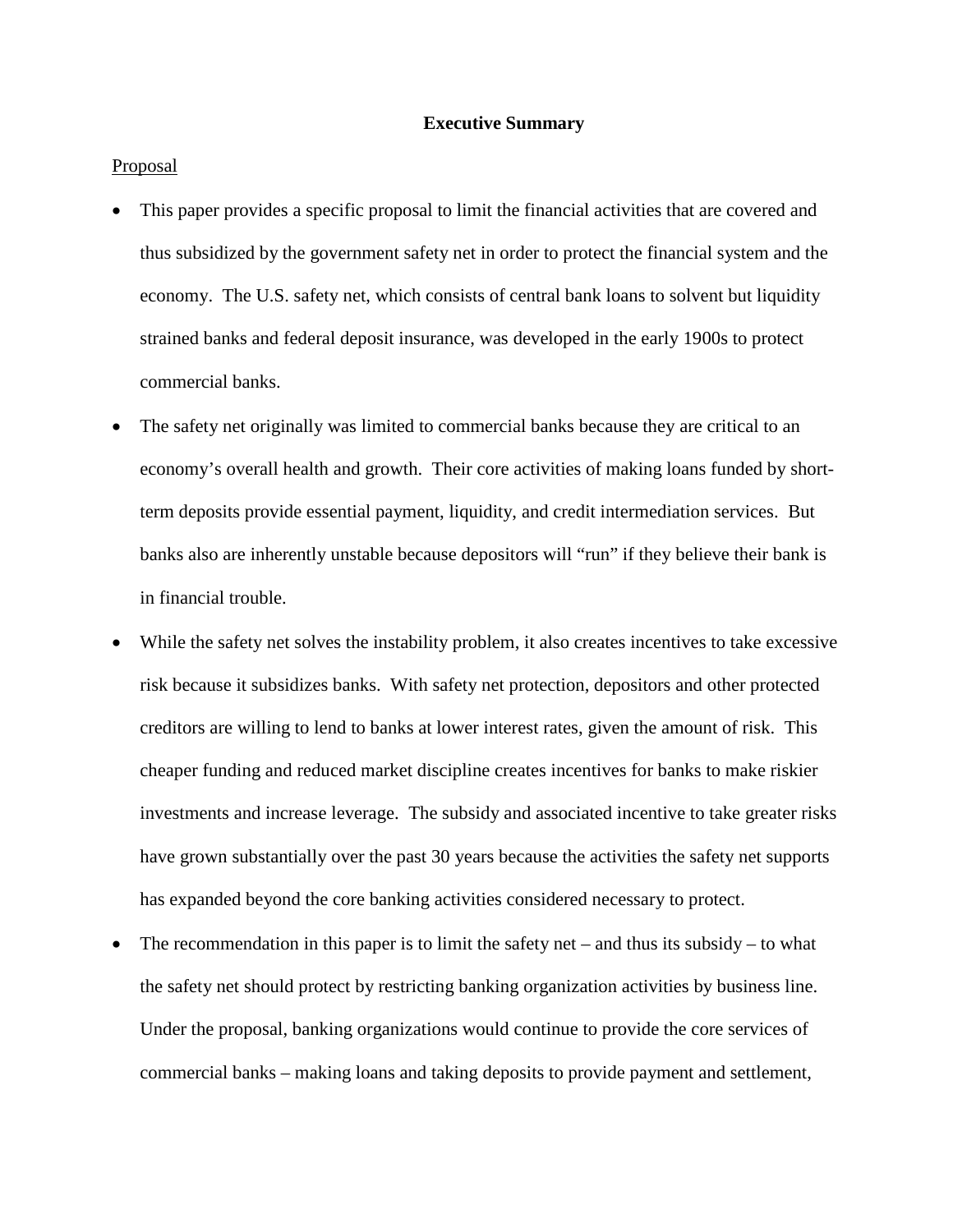**Executive Summary**

Proposal

- This paper provides a specific proposal to limit the financial activities that are covered and thus subsidized by the government safety net in order to protect the financial system and the economy. The U.S. safety net, which consists of central bank loans to solvent but liquidity strained banks and federal deposit insurance, was developed in the early 1900s to protect commercial banks.
- The safety net originally was limited to commercial banks because they are critical to an economy's overall health and growth. Their core activities of making loans funded by short-term deposits provide essential payment, liquidity, and credit intermediation services. But banks also are inherently unstable because depositors will "run" if they believe their bank is in financial trouble.
- While the safety net solves the instability problem, it also creates incentives to take excessive risk because it subsidizes banks. With safety net protection, depositors and other protected creditors are willing to lend to banks at lower interest rates, given the amount of risk. This cheaper funding and reduced market discipline creates incentives for banks to make riskier investments and increase leverage. The subsidy and associated incentive to take greater risks have grown substantially over the past 30 years because the activities the safety net supports has expanded beyond the core banking activities considered necessary to protect.
- The recommendation in this paper is to limit the safety net – and thus its subsidy – to what the safety net should protect by restricting banking organization activities by business line. Under the proposal, banking organizations would continue to provide the core services of commercial banks – making loans and taking deposits to provide payment and settlement,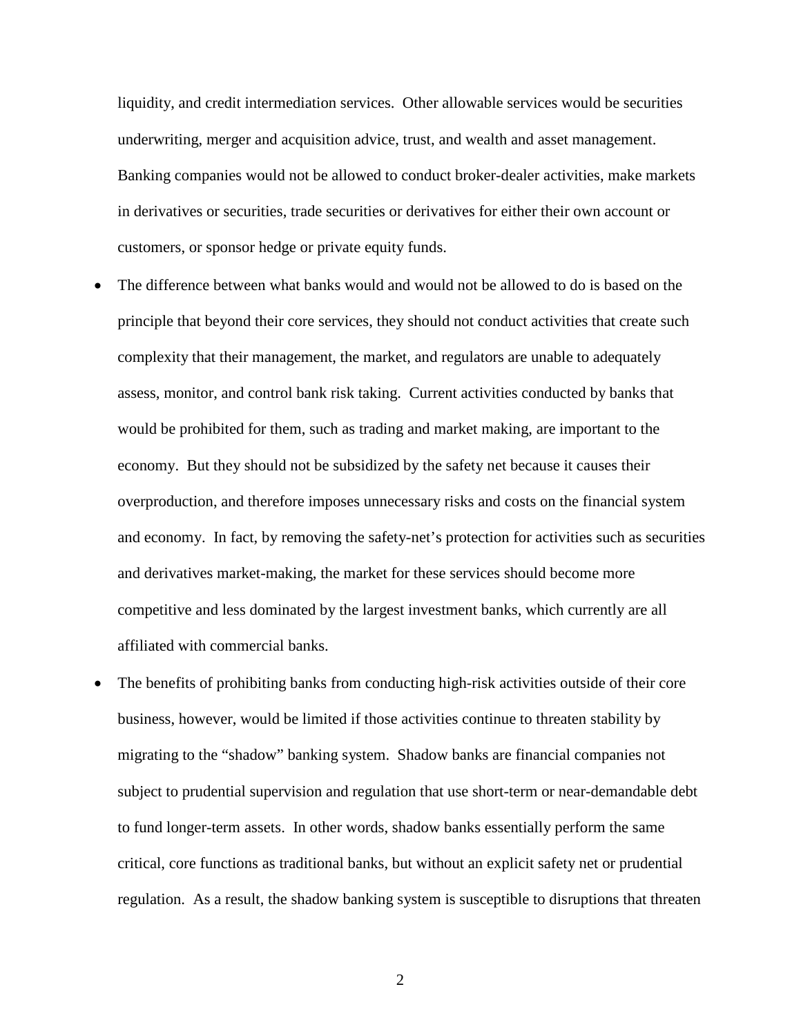liquidity, and credit intermediation services. Other allowable services would be securities underwriting, merger and acquisition advice, trust, and wealth and asset management. Banking companies would not be allowed to conduct broker-dealer activities, make markets in derivatives or securities, trade securities or derivatives for either their own account or customers, or sponsor hedge or private equity funds.

- The difference between what banks would and would not be allowed to do is based on the principle that beyond their core services, they should not conduct activities that create such complexity that their management, the market, and regulators are unable to adequately assess, monitor, and control bank risk taking. Current activities conducted by banks that would be prohibited for them, such as trading and market making, are important to the economy. But they should not be subsidized by the safety net because it causes their overproduction, and therefore imposes unnecessary risks and costs on the financial system and economy. In fact, by removing the safety-net's protection for activities such as securities and derivatives market-making, the market for these services should become more competitive and less dominated by the largest investment banks, which currently are all affiliated with commercial banks.
- The benefits of prohibiting banks from conducting high-risk activities outside of their core business, however, would be limited if those activities continue to threaten stability by migrating to the "shadow" banking system. Shadow banks are financial companies not subject to prudential supervision and regulation that use short-term or near-demandable debt to fund longer-term assets. In other words, shadow banks essentially perform the same critical, core functions as traditional banks, but without an explicit safety net or prudential regulation. As a result, the shadow banking system is susceptible to disruptions that threaten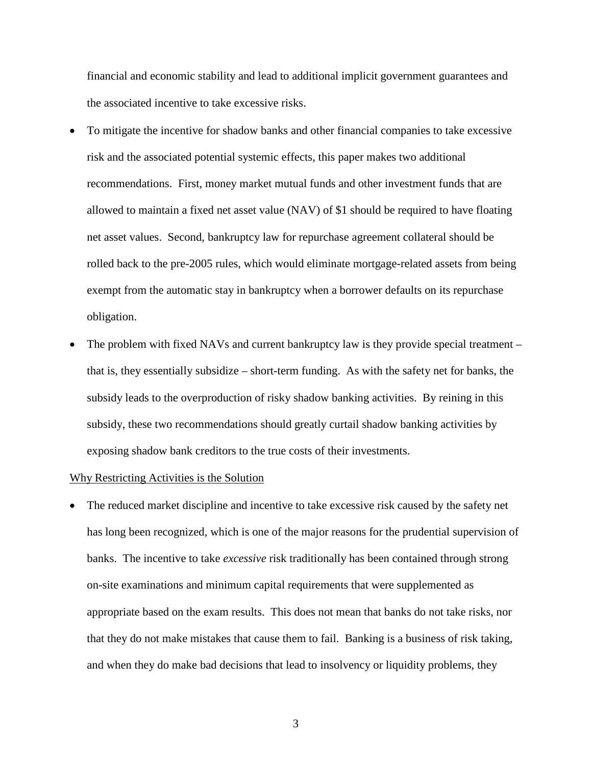financial and economic stability and lead to additional implicit government guarantees and the associated incentive to take excessive risks.

- To mitigate the incentive for shadow banks and other financial companies to take excessive risk and the associated potential systemic effects, this paper makes two additional recommendations. First, money market mutual funds and other investment funds that are allowed to maintain a fixed net asset value (NAV) of $1 should be required to have floating net asset values. Second, bankruptcy law for repurchase agreement collateral should be rolled back to the pre-2005 rules, which would eliminate mortgage-related assets from being exempt from the automatic stay in bankruptcy when a borrower defaults on its repurchase obligation.
- The problem with fixed NAVs and current bankruptcy law is they provide special treatment – that is, they essentially subsidize – short-term funding. As with the safety net for banks, the subsidy leads to the overproduction of risky shadow banking activities. By reining in this subsidy, these two recommendations should greatly curtail shadow banking activities by exposing shadow bank creditors to the true costs of their investments.

<u>Why Restricting Activities is the Solution</u>

- The reduced market discipline and incentive to take excessive risk caused by the safety net has long been recognized, which is one of the major reasons for the prudential supervision of banks. The incentive to take *excessive* risk traditionally has been contained through strong on-site examinations and minimum capital requirements that were supplemented as appropriate based on the exam results. This does not mean that banks do not take risks, nor that they do not make mistakes that cause them to fail. Banking is a business of risk taking, and when they do make bad decisions that lead to insolvency or liquidity problems, they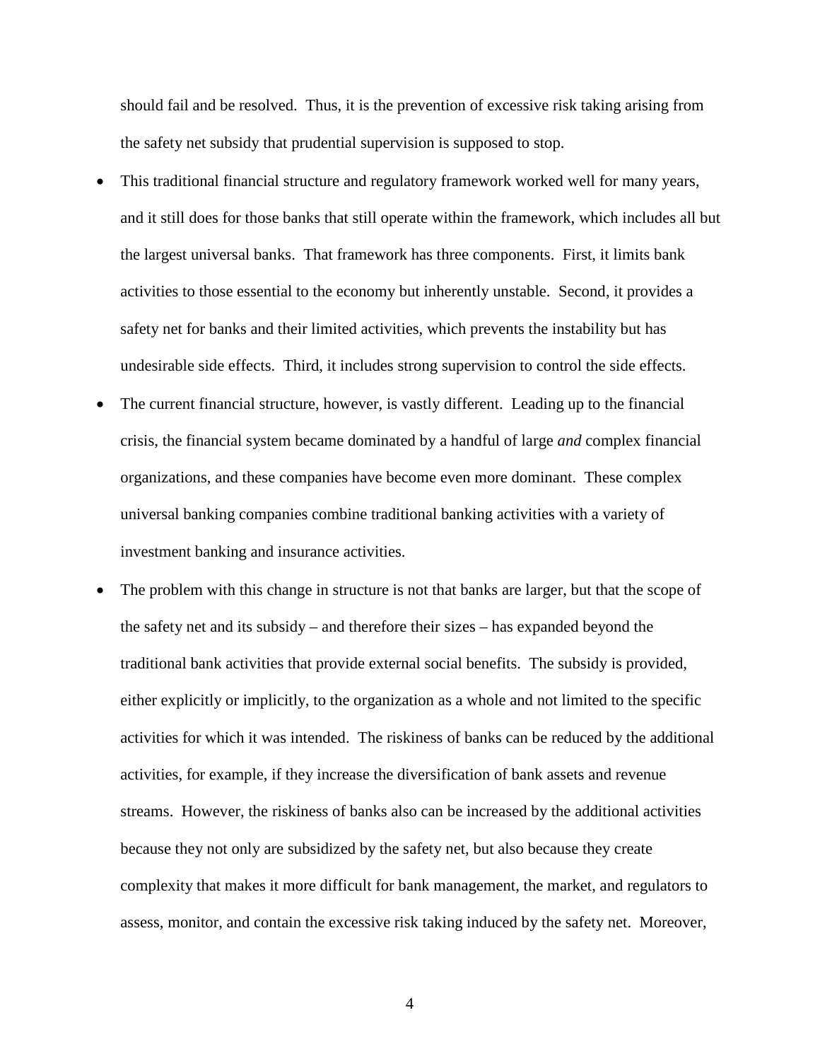should fail and be resolved. Thus, it is the prevention of excessive risk taking arising from the safety net subsidy that prudential supervision is supposed to stop.

- This traditional financial structure and regulatory framework worked well for many years, and it still does for those banks that still operate within the framework, which includes all but the largest universal banks. That framework has three components. First, it limits bank activities to those essential to the economy but inherently unstable. Second, it provides a safety net for banks and their limited activities, which prevents the instability but has undesirable side effects. Third, it includes strong supervision to control the side effects.
- The current financial structure, however, is vastly different. Leading up to the financial crisis, the financial system became dominated by a handful of large *and* complex financial organizations, and these companies have become even more dominant. These complex universal banking companies combine traditional banking activities with a variety of investment banking and insurance activities.
- The problem with this change in structure is not that banks are larger, but that the scope of the safety net and its subsidy – and therefore their sizes – has expanded beyond the traditional bank activities that provide external social benefits. The subsidy is provided, either explicitly or implicitly, to the organization as a whole and not limited to the specific activities for which it was intended. The riskiness of banks can be reduced by the additional activities, for example, if they increase the diversification of bank assets and revenue streams. However, the riskiness of banks also can be increased by the additional activities because they not only are subsidized by the safety net, but also because they create complexity that makes it more difficult for bank management, the market, and regulators to assess, monitor, and contain the excessive risk taking induced by the safety net. Moreover,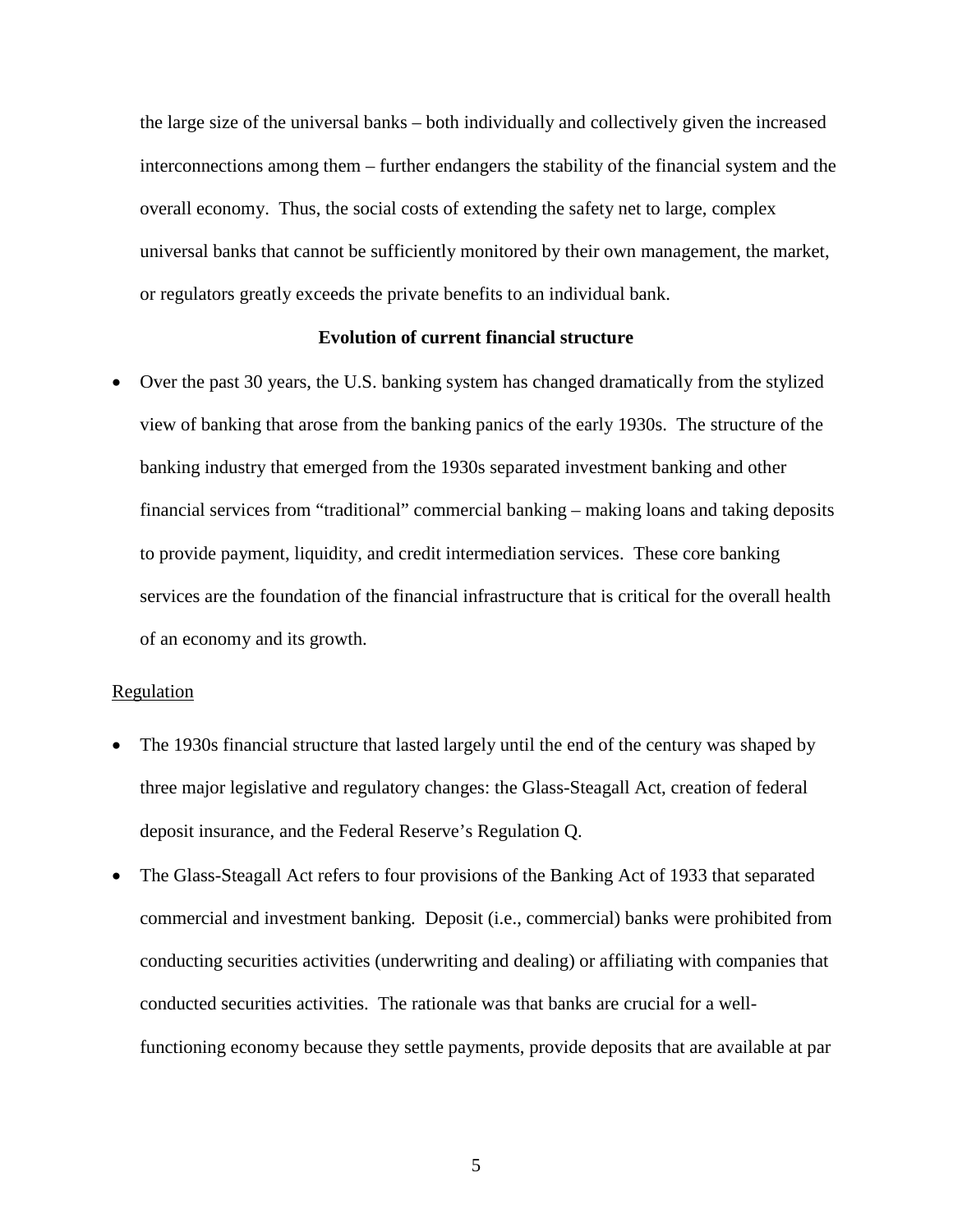the large size of the universal banks – both individually and collectively given the increased interconnections among them – further endangers the stability of the financial system and the overall economy. Thus, the social costs of extending the safety net to large, complex universal banks that cannot be sufficiently monitored by their own management, the market, or regulators greatly exceeds the private benefits to an individual bank.

**Evolution of current financial structure**

- Over the past 30 years, the U.S. banking system has changed dramatically from the stylized view of banking that arose from the banking panics of the early 1930s. The structure of the banking industry that emerged from the 1930s separated investment banking and other financial services from "traditional" commercial banking – making loans and taking deposits to provide payment, liquidity, and credit intermediation services. These core banking services are the foundation of the financial infrastructure that is critical for the overall health of an economy and its growth.

Regulation

- The 1930s financial structure that lasted largely until the end of the century was shaped by three major legislative and regulatory changes: the Glass-Steagall Act, creation of federal deposit insurance, and the Federal Reserve's Regulation Q.
- The Glass-Steagall Act refers to four provisions of the Banking Act of 1933 that separated commercial and investment banking. Deposit (i.e., commercial) banks were prohibited from conducting securities activities (underwriting and dealing) or affiliating with companies that conducted securities activities. The rationale was that banks are crucial for a well-functioning economy because they settle payments, provide deposits that are available at par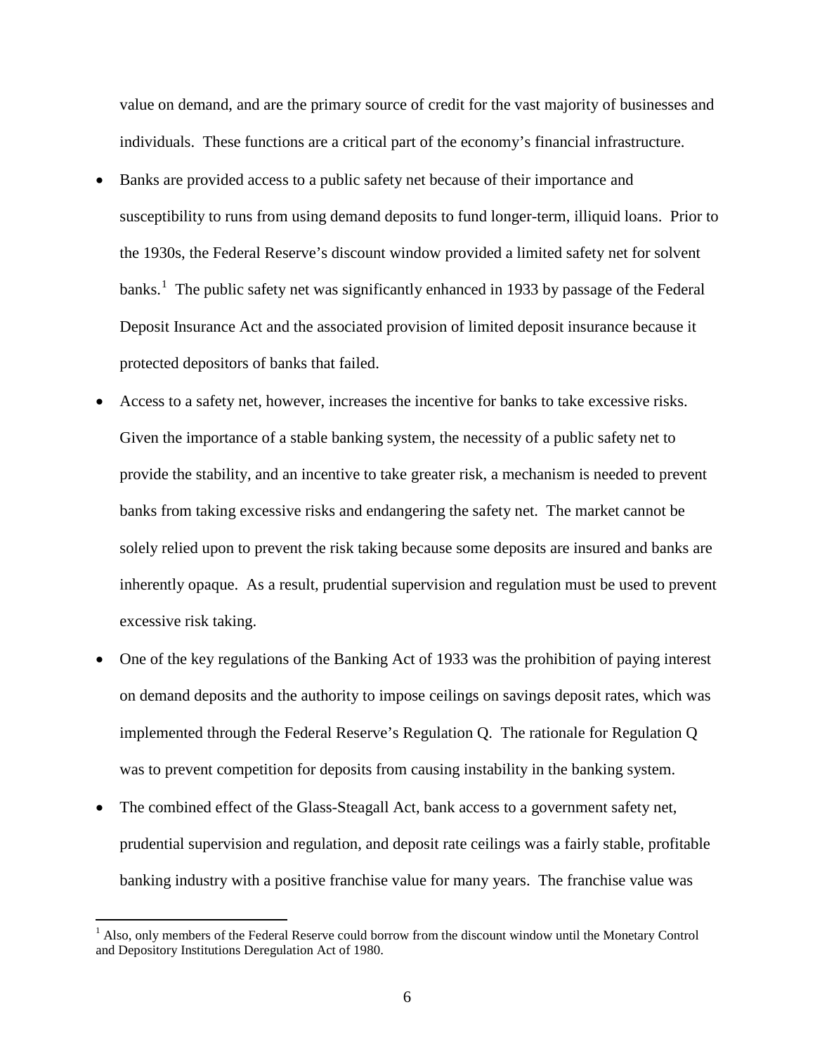value on demand, and are the primary source of credit for the vast majority of businesses and individuals. These functions are a critical part of the economy's financial infrastructure.

- Banks are provided access to a public safety net because of their importance and susceptibility to runs from using demand deposits to fund longer-term, illiquid loans. Prior to the 1930s, the Federal Reserve's discount window provided a limited safety net for solvent banks.[1] The public safety net was significantly enhanced in 1933 by passage of the Federal Deposit Insurance Act and the associated provision of limited deposit insurance because it protected depositors of banks that failed.
- Access to a safety net, however, increases the incentive for banks to take excessive risks. Given the importance of a stable banking system, the necessity of a public safety net to provide the stability, and an incentive to take greater risk, a mechanism is needed to prevent banks from taking excessive risks and endangering the safety net. The market cannot be solely relied upon to prevent the risk taking because some deposits are insured and banks are inherently opaque. As a result, prudential supervision and regulation must be used to prevent excessive risk taking.
- One of the key regulations of the Banking Act of 1933 was the prohibition of paying interest on demand deposits and the authority to impose ceilings on savings deposit rates, which was implemented through the Federal Reserve's Regulation Q. The rationale for Regulation Q was to prevent competition for deposits from causing instability in the banking system.
- The combined effect of the Glass-Steagall Act, bank access to a government safety net, prudential supervision and regulation, and deposit rate ceilings was a fairly stable, profitable banking industry with a positive franchise value for many years. The franchise value was

[1] Also, only members of the Federal Reserve could borrow from the discount window until the Monetary Control and Depository Institutions Deregulation Act of 1980.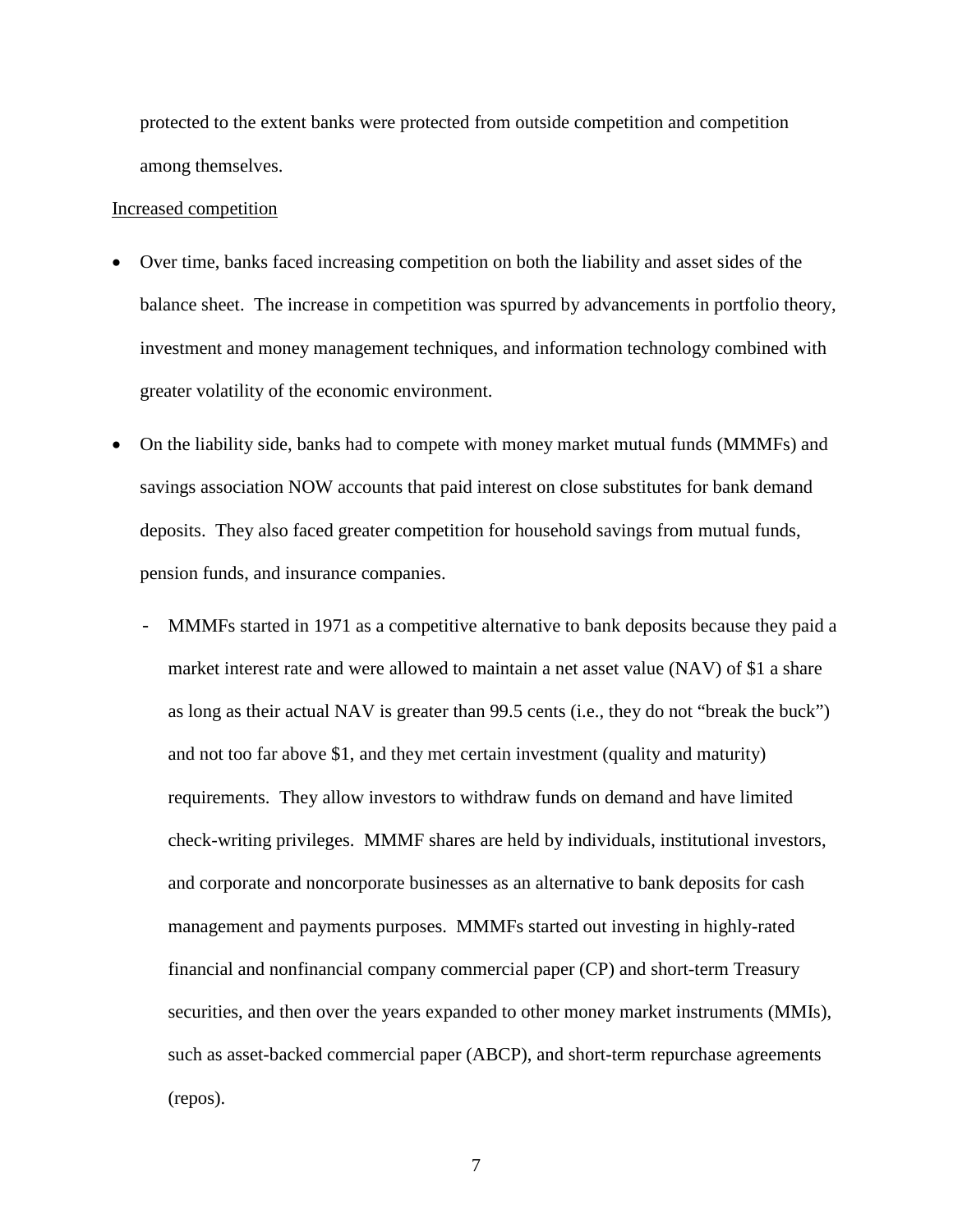protected to the extent banks were protected from outside competition and competition among themselves.

<u>Increased competition</u>

- Over time, banks faced increasing competition on both the liability and asset sides of the balance sheet. The increase in competition was spurred by advancements in portfolio theory, investment and money management techniques, and information technology combined with greater volatility of the economic environment.

- On the liability side, banks had to compete with money market mutual funds (MMMFs) and savings association NOW accounts that paid interest on close substitutes for bank demand deposits. They also faced greater competition for household savings from mutual funds, pension funds, and insurance companies.

  - MMMFs started in 1971 as a competitive alternative to bank deposits because they paid a market interest rate and were allowed to maintain a net asset value (NAV) of $1 a share as long as their actual NAV is greater than 99.5 cents (i.e., they do not "break the buck") and not too far above $1, and they met certain investment (quality and maturity) requirements. They allow investors to withdraw funds on demand and have limited check-writing privileges. MMMF shares are held by individuals, institutional investors, and corporate and noncorporate businesses as an alternative to bank deposits for cash management and payments purposes. MMMFs started out investing in highly-rated financial and nonfinancial company commercial paper (CP) and short-term Treasury securities, and then over the years expanded to other money market instruments (MMIs), such as asset-backed commercial paper (ABCP), and short-term repurchase agreements (repos).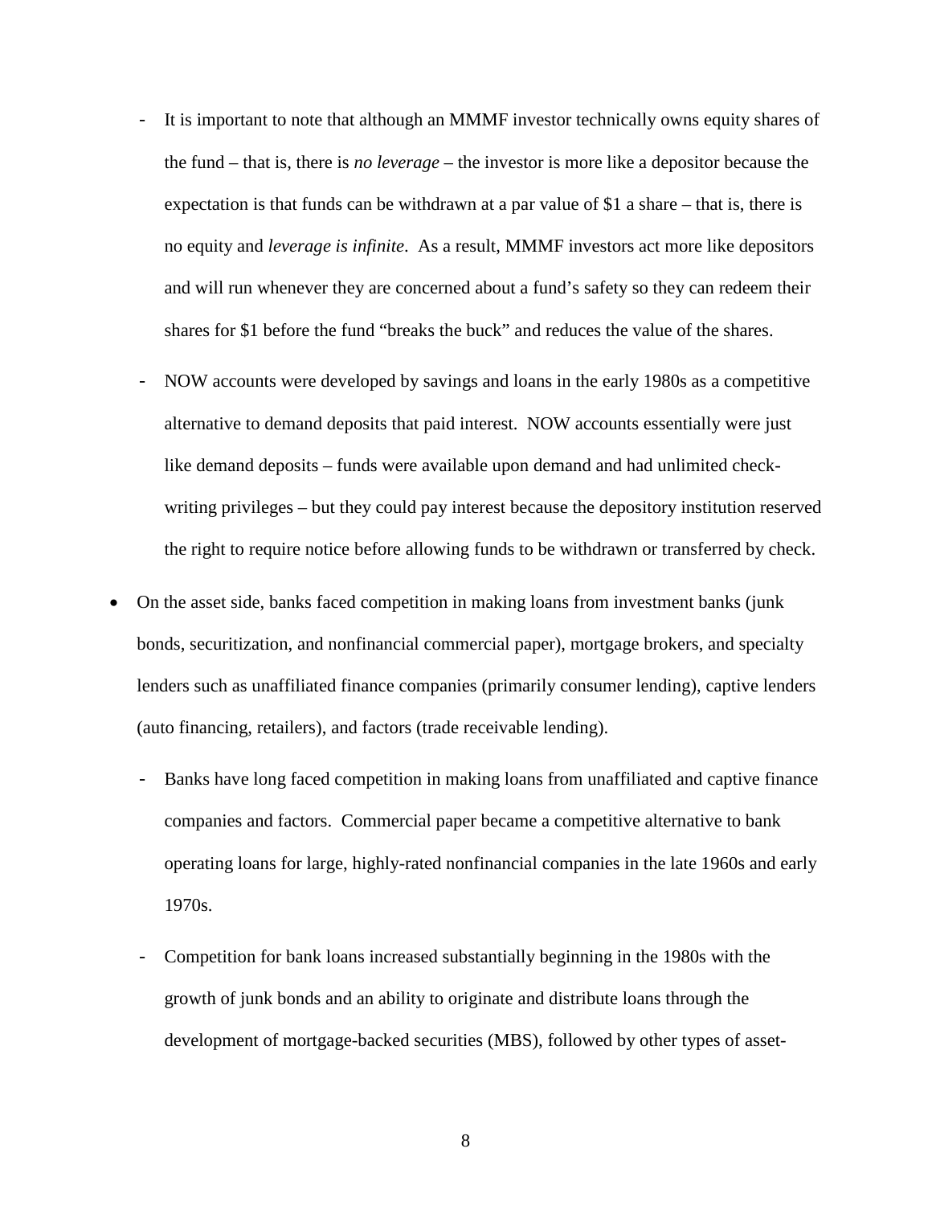- It is important to note that although an MMMF investor technically owns equity shares of the fund – that is, there is *no leverage* – the investor is more like a depositor because the expectation is that funds can be withdrawn at a par value of $1 a share – that is, there is no equity and *leverage is infinite*. As a result, MMMF investors act more like depositors and will run whenever they are concerned about a fund's safety so they can redeem their shares for $1 before the fund "breaks the buck" and reduces the value of the shares.
  - NOW accounts were developed by savings and loans in the early 1980s as a competitive alternative to demand deposits that paid interest. NOW accounts essentially were just like demand deposits – funds were available upon demand and had unlimited check-writing privileges – but they could pay interest because the depository institution reserved the right to require notice before allowing funds to be withdrawn or transferred by check.

- On the asset side, banks faced competition in making loans from investment banks (junk bonds, securitization, and nonfinancial commercial paper), mortgage brokers, and specialty lenders such as unaffiliated finance companies (primarily consumer lending), captive lenders (auto financing, retailers), and factors (trade receivable lending).
  - Banks have long faced competition in making loans from unaffiliated and captive finance companies and factors. Commercial paper became a competitive alternative to bank operating loans for large, highly-rated nonfinancial companies in the late 1960s and early 1970s.
  - Competition for bank loans increased substantially beginning in the 1980s with the growth of junk bonds and an ability to originate and distribute loans through the development of mortgage-backed securities (MBS), followed by other types of asset-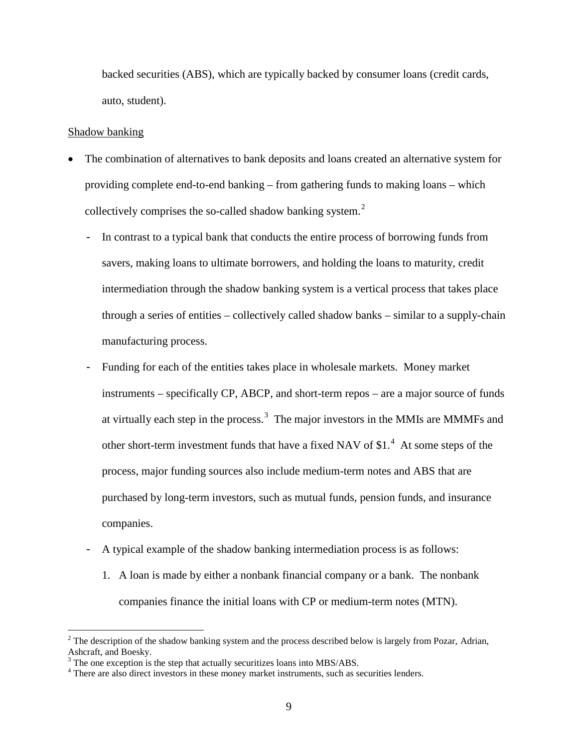backed securities (ABS), which are typically backed by consumer loans (credit cards, auto, student).

Shadow banking

- The combination of alternatives to bank deposits and loans created an alternative system for providing complete end-to-end banking – from gathering funds to making loans – which collectively comprises the so-called shadow banking system.[2]
  - In contrast to a typical bank that conducts the entire process of borrowing funds from savers, making loans to ultimate borrowers, and holding the loans to maturity, credit intermediation through the shadow banking system is a vertical process that takes place through a series of entities – collectively called shadow banks – similar to a supply-chain manufacturing process.
  - Funding for each of the entities takes place in wholesale markets. Money market instruments – specifically CP, ABCP, and short-term repos – are a major source of funds at virtually each step in the process.[3] The major investors in the MMIs are MMMFs and other short-term investment funds that have a fixed NAV of $1.[4] At some steps of the process, major funding sources also include medium-term notes and ABS that are purchased by long-term investors, such as mutual funds, pension funds, and insurance companies.
  - A typical example of the shadow banking intermediation process is as follows:
    1. A loan is made by either a nonbank financial company or a bank. The nonbank companies finance the initial loans with CP or medium-term notes (MTN).

[2] The description of the shadow banking system and the process described below is largely from Pozar, Adrian, Ashcraft, and Boesky.

[3] The one exception is the step that actually securitizes loans into MBS/ABS.

[4] There are also direct investors in these money market instruments, such as securities lenders.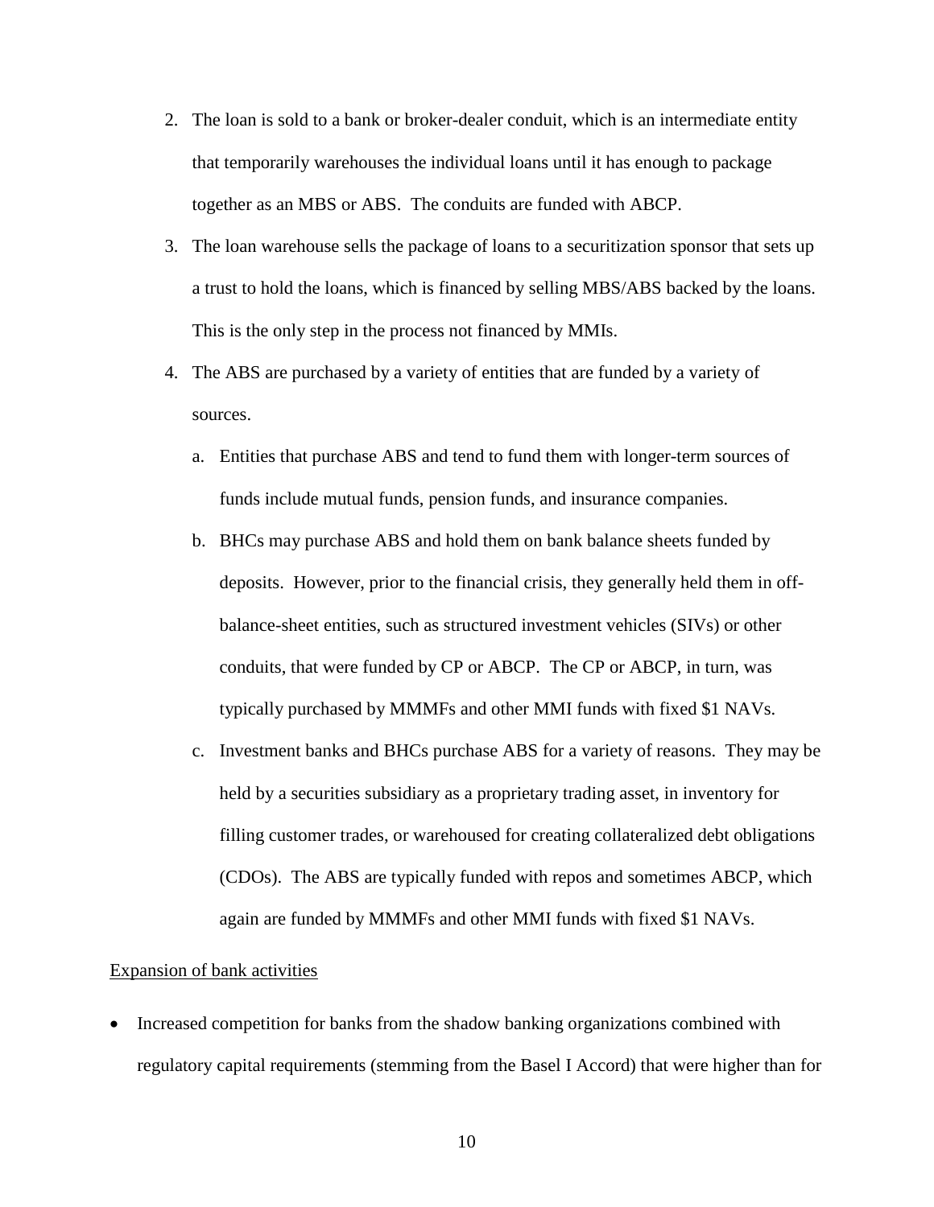2. The loan is sold to a bank or broker-dealer conduit, which is an intermediate entity that temporarily warehouses the individual loans until it has enough to package together as an MBS or ABS. The conduits are funded with ABCP.
3. The loan warehouse sells the package of loans to a securitization sponsor that sets up a trust to hold the loans, which is financed by selling MBS/ABS backed by the loans. This is the only step in the process not financed by MMIs.
4. The ABS are purchased by a variety of entities that are funded by a variety of sources.
   a. Entities that purchase ABS and tend to fund them with longer-term sources of funds include mutual funds, pension funds, and insurance companies.
   b. BHCs may purchase ABS and hold them on bank balance sheets funded by deposits. However, prior to the financial crisis, they generally held them in off-balance-sheet entities, such as structured investment vehicles (SIVs) or other conduits, that were funded by CP or ABCP. The CP or ABCP, in turn, was typically purchased by MMMFs and other MMI funds with fixed $1 NAVs.
   c. Investment banks and BHCs purchase ABS for a variety of reasons. They may be held by a securities subsidiary as a proprietary trading asset, in inventory for filling customer trades, or warehoused for creating collateralized debt obligations (CDOs). The ABS are typically funded with repos and sometimes ABCP, which again are funded by MMMFs and other MMI funds with fixed $1 NAVs.

Expansion of bank activities

- Increased competition for banks from the shadow banking organizations combined with regulatory capital requirements (stemming from the Basel I Accord) that were higher than for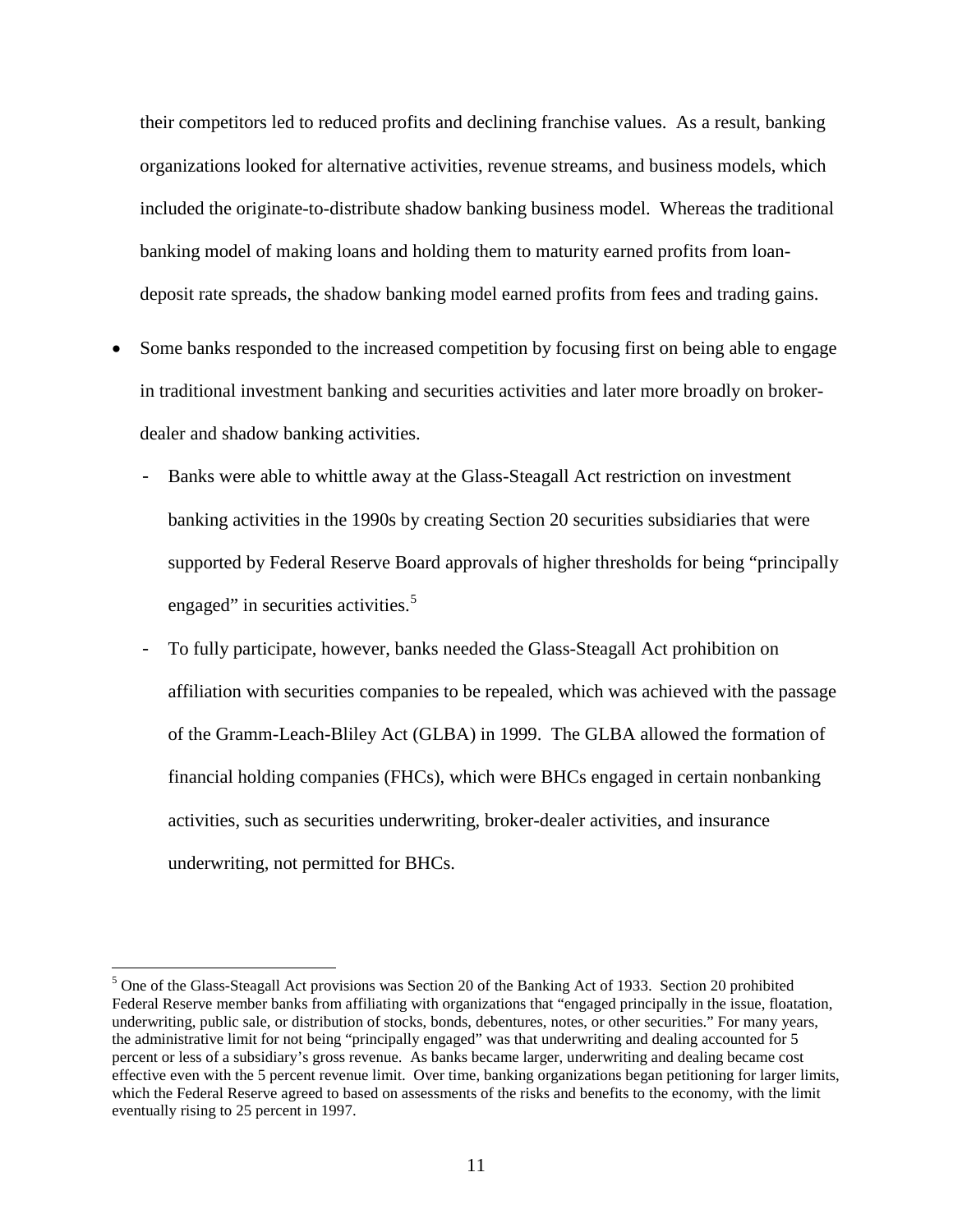their competitors led to reduced profits and declining franchise values. As a result, banking organizations looked for alternative activities, revenue streams, and business models, which included the originate-to-distribute shadow banking business model. Whereas the traditional banking model of making loans and holding them to maturity earned profits from loan-deposit rate spreads, the shadow banking model earned profits from fees and trading gains.

- Some banks responded to the increased competition by focusing first on being able to engage in traditional investment banking and securities activities and later more broadly on broker-dealer and shadow banking activities.
  - Banks were able to whittle away at the Glass-Steagall Act restriction on investment banking activities in the 1990s by creating Section 20 securities subsidiaries that were supported by Federal Reserve Board approvals of higher thresholds for being "principally engaged" in securities activities.[5]
  - To fully participate, however, banks needed the Glass-Steagall Act prohibition on affiliation with securities companies to be repealed, which was achieved with the passage of the Gramm-Leach-Bliley Act (GLBA) in 1999. The GLBA allowed the formation of financial holding companies (FHCs), which were BHCs engaged in certain nonbanking activities, such as securities underwriting, broker-dealer activities, and insurance underwriting, not permitted for BHCs.

---

[5] One of the Glass-Steagall Act provisions was Section 20 of the Banking Act of 1933. Section 20 prohibited Federal Reserve member banks from affiliating with organizations that "engaged principally in the issue, floatation, underwriting, public sale, or distribution of stocks, bonds, debentures, notes, or other securities." For many years, the administrative limit for not being "principally engaged" was that underwriting and dealing accounted for 5 percent or less of a subsidiary's gross revenue. As banks became larger, underwriting and dealing became cost effective even with the 5 percent revenue limit. Over time, banking organizations began petitioning for larger limits, which the Federal Reserve agreed to based on assessments of the risks and benefits to the economy, with the limit eventually rising to 25 percent in 1997.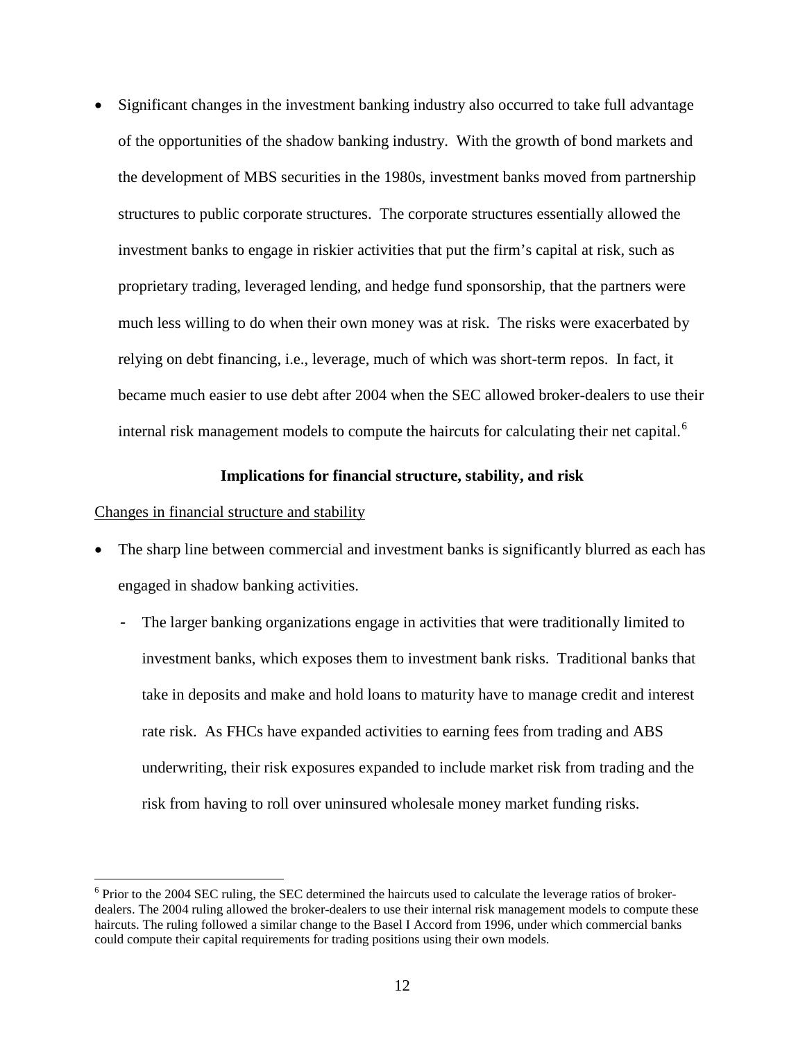- Significant changes in the investment banking industry also occurred to take full advantage of the opportunities of the shadow banking industry. With the growth of bond markets and the development of MBS securities in the 1980s, investment banks moved from partnership structures to public corporate structures. The corporate structures essentially allowed the investment banks to engage in riskier activities that put the firm's capital at risk, such as proprietary trading, leveraged lending, and hedge fund sponsorship, that the partners were much less willing to do when their own money was at risk. The risks were exacerbated by relying on debt financing, i.e., leverage, much of which was short-term repos. In fact, it became much easier to use debt after 2004 when the SEC allowed broker-dealers to use their internal risk management models to compute the haircuts for calculating their net capital.[6]

### Implications for financial structure, stability, and risk

Changes in financial structure and stability

- The sharp line between commercial and investment banks is significantly blurred as each has engaged in shadow banking activities.
  - The larger banking organizations engage in activities that were traditionally limited to investment banks, which exposes them to investment bank risks. Traditional banks that take in deposits and make and hold loans to maturity have to manage credit and interest rate risk. As FHCs have expanded activities to earning fees from trading and ABS underwriting, their risk exposures expanded to include market risk from trading and the risk from having to roll over uninsured wholesale money market funding risks.

[6] Prior to the 2004 SEC ruling, the SEC determined the haircuts used to calculate the leverage ratios of broker-dealers. The 2004 ruling allowed the broker-dealers to use their internal risk management models to compute these haircuts. The ruling followed a similar change to the Basel I Accord from 1996, under which commercial banks could compute their capital requirements for trading positions using their own models.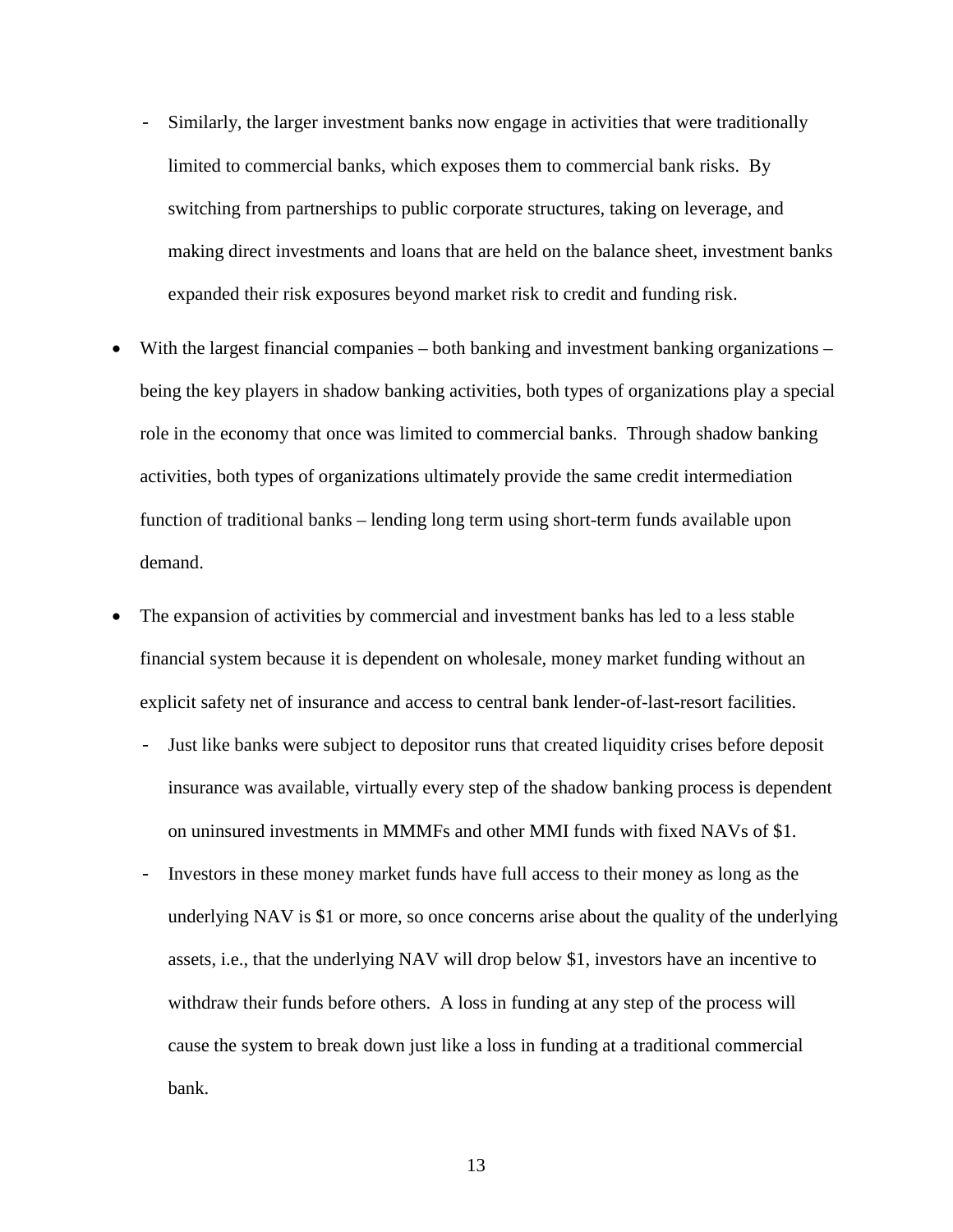- Similarly, the larger investment banks now engage in activities that were traditionally limited to commercial banks, which exposes them to commercial bank risks. By switching from partnerships to public corporate structures, taking on leverage, and making direct investments and loans that are held on the balance sheet, investment banks expanded their risk exposures beyond market risk to credit and funding risk.

- With the largest financial companies – both banking and investment banking organizations – being the key players in shadow banking activities, both types of organizations play a special role in the economy that once was limited to commercial banks. Through shadow banking activities, both types of organizations ultimately provide the same credit intermediation function of traditional banks – lending long term using short-term funds available upon demand.

- The expansion of activities by commercial and investment banks has led to a less stable financial system because it is dependent on wholesale, money market funding without an explicit safety net of insurance and access to central bank lender-of-last-resort facilities.
  - Just like banks were subject to depositor runs that created liquidity crises before deposit insurance was available, virtually every step of the shadow banking process is dependent on uninsured investments in MMMFs and other MMI funds with fixed NAVs of $1.
  - Investors in these money market funds have full access to their money as long as the underlying NAV is $1 or more, so once concerns arise about the quality of the underlying assets, i.e., that the underlying NAV will drop below $1, investors have an incentive to withdraw their funds before others. A loss in funding at any step of the process will cause the system to break down just like a loss in funding at a traditional commercial bank.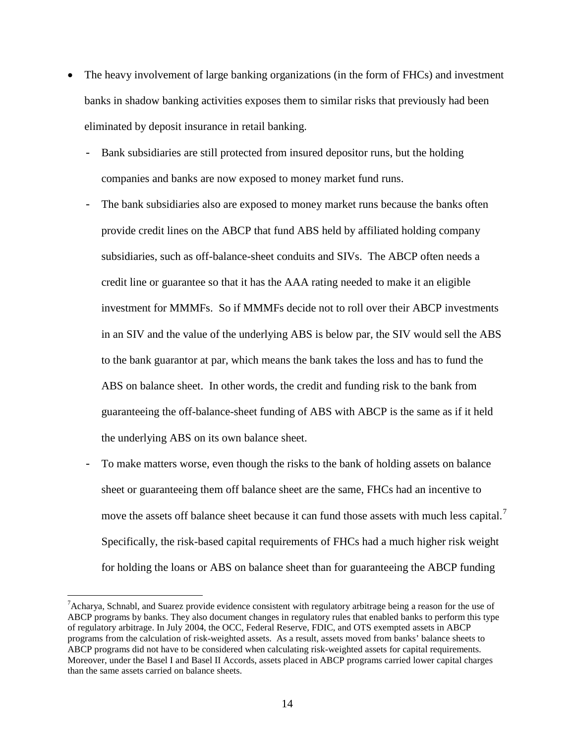- The heavy involvement of large banking organizations (in the form of FHCs) and investment banks in shadow banking activities exposes them to similar risks that previously had been eliminated by deposit insurance in retail banking.
  - Bank subsidiaries are still protected from insured depositor runs, but the holding companies and banks are now exposed to money market fund runs.
  - The bank subsidiaries also are exposed to money market runs because the banks often provide credit lines on the ABCP that fund ABS held by affiliated holding company subsidiaries, such as off-balance-sheet conduits and SIVs. The ABCP often needs a credit line or guarantee so that it has the AAA rating needed to make it an eligible investment for MMMFs. So if MMMFs decide not to roll over their ABCP investments in an SIV and the value of the underlying ABS is below par, the SIV would sell the ABS to the bank guarantor at par, which means the bank takes the loss and has to fund the ABS on balance sheet. In other words, the credit and funding risk to the bank from guaranteeing the off-balance-sheet funding of ABS with ABCP is the same as if it held the underlying ABS on its own balance sheet.
  - To make matters worse, even though the risks to the bank of holding assets on balance sheet or guaranteeing them off balance sheet are the same, FHCs had an incentive to move the assets off balance sheet because it can fund those assets with much less capital.[7] Specifically, the risk-based capital requirements of FHCs had a much higher risk weight for holding the loans or ABS on balance sheet than for guaranteeing the ABCP funding

[7] Acharya, Schnabl, and Suarez provide evidence consistent with regulatory arbitrage being a reason for the use of ABCP programs by banks. They also document changes in regulatory rules that enabled banks to perform this type of regulatory arbitrage. In July 2004, the OCC, Federal Reserve, FDIC, and OTS exempted assets in ABCP programs from the calculation of risk-weighted assets. As a result, assets moved from banks' balance sheets to ABCP programs did not have to be considered when calculating risk-weighted assets for capital requirements. Moreover, under the Basel I and Basel II Accords, assets placed in ABCP programs carried lower capital charges than the same assets carried on balance sheets.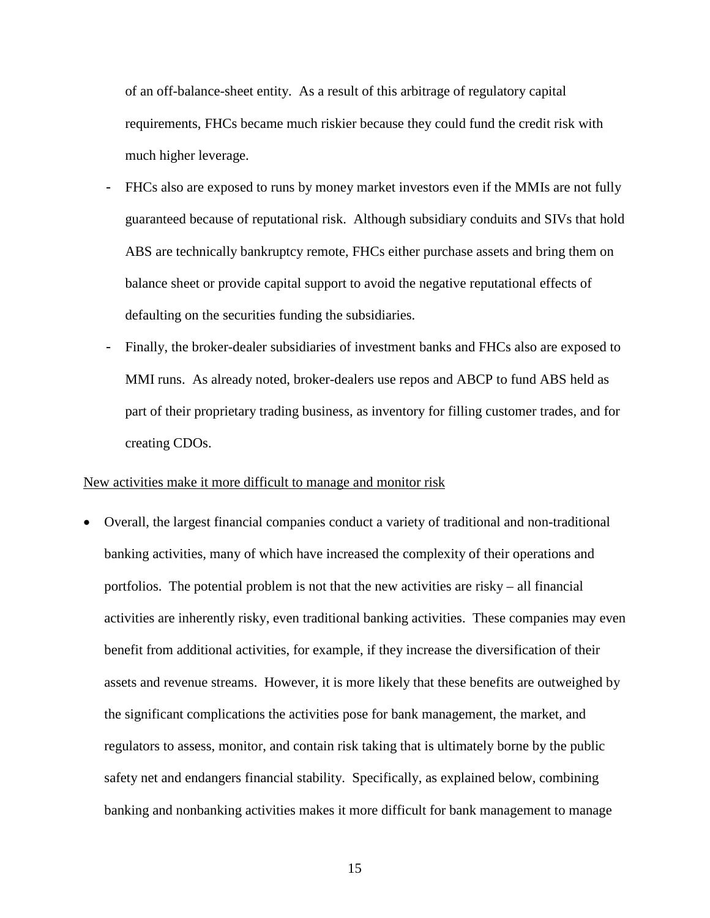of an off-balance-sheet entity. As a result of this arbitrage of regulatory capital requirements, FHCs became much riskier because they could fund the credit risk with much higher leverage.

- FHCs also are exposed to runs by money market investors even if the MMIs are not fully guaranteed because of reputational risk. Although subsidiary conduits and SIVs that hold ABS are technically bankruptcy remote, FHCs either purchase assets and bring them on balance sheet or provide capital support to avoid the negative reputational effects of defaulting on the securities funding the subsidiaries.
- Finally, the broker-dealer subsidiaries of investment banks and FHCs also are exposed to MMI runs. As already noted, broker-dealers use repos and ABCP to fund ABS held as part of their proprietary trading business, as inventory for filling customer trades, and for creating CDOs.

<u>New activities make it more difficult to manage and monitor risk</u>

- Overall, the largest financial companies conduct a variety of traditional and non-traditional banking activities, many of which have increased the complexity of their operations and portfolios. The potential problem is not that the new activities are risky – all financial activities are inherently risky, even traditional banking activities. These companies may even benefit from additional activities, for example, if they increase the diversification of their assets and revenue streams. However, it is more likely that these benefits are outweighed by the significant complications the activities pose for bank management, the market, and regulators to assess, monitor, and contain risk taking that is ultimately borne by the public safety net and endangers financial stability. Specifically, as explained below, combining banking and nonbanking activities makes it more difficult for bank management to manage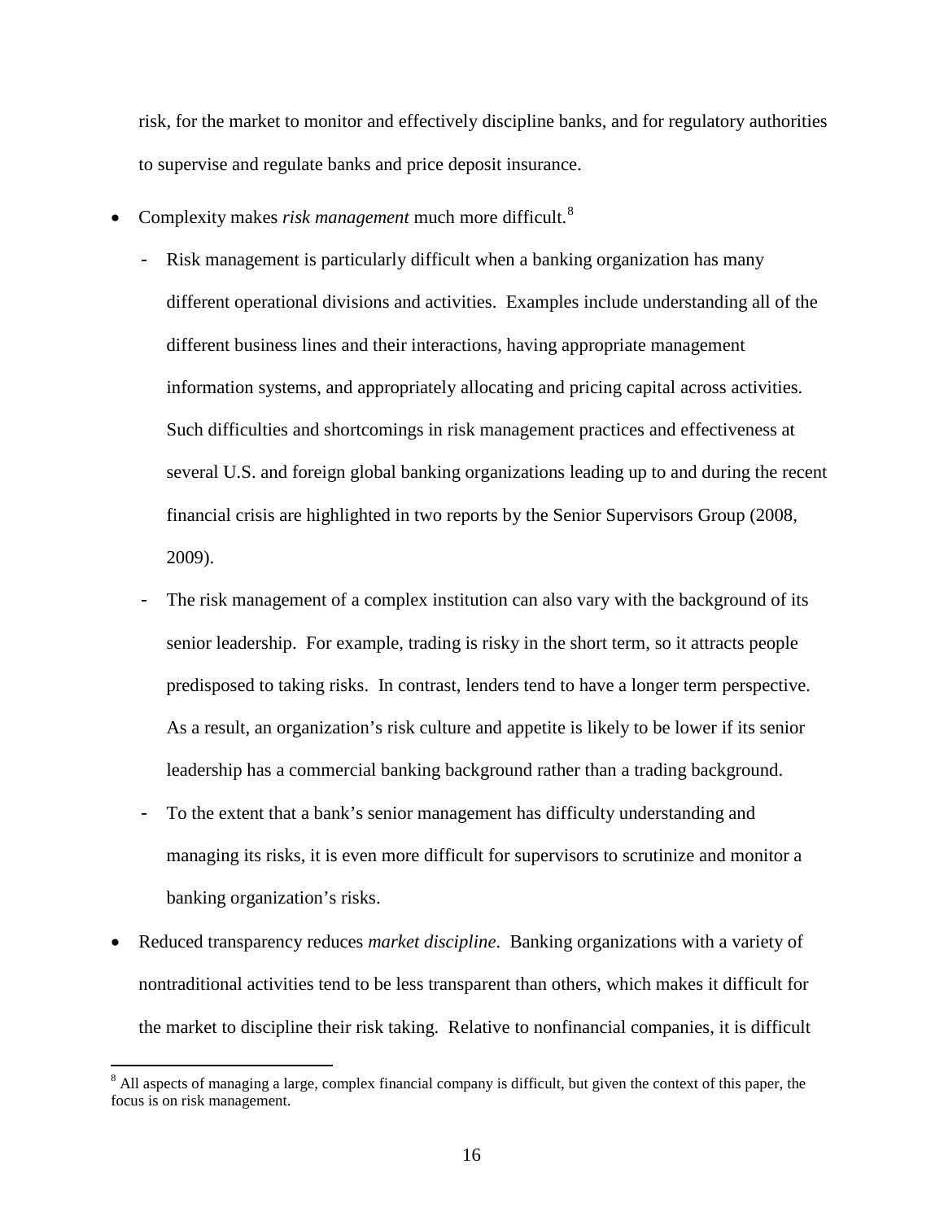risk, for the market to monitor and effectively discipline banks, and for regulatory authorities to supervise and regulate banks and price deposit insurance.

- Complexity makes *risk management* much more difficult.[8]
  - Risk management is particularly difficult when a banking organization has many different operational divisions and activities. Examples include understanding all of the different business lines and their interactions, having appropriate management information systems, and appropriately allocating and pricing capital across activities. Such difficulties and shortcomings in risk management practices and effectiveness at several U.S. and foreign global banking organizations leading up to and during the recent financial crisis are highlighted in two reports by the Senior Supervisors Group (2008, 2009).
  - The risk management of a complex institution can also vary with the background of its senior leadership. For example, trading is risky in the short term, so it attracts people predisposed to taking risks. In contrast, lenders tend to have a longer term perspective. As a result, an organization's risk culture and appetite is likely to be lower if its senior leadership has a commercial banking background rather than a trading background.
  - To the extent that a bank's senior management has difficulty understanding and managing its risks, it is even more difficult for supervisors to scrutinize and monitor a banking organization's risks.
- Reduced transparency reduces *market discipline*. Banking organizations with a variety of nontraditional activities tend to be less transparent than others, which makes it difficult for the market to discipline their risk taking. Relative to nonfinancial companies, it is difficult

[8] All aspects of managing a large, complex financial company is difficult, but given the context of this paper, the focus is on risk management.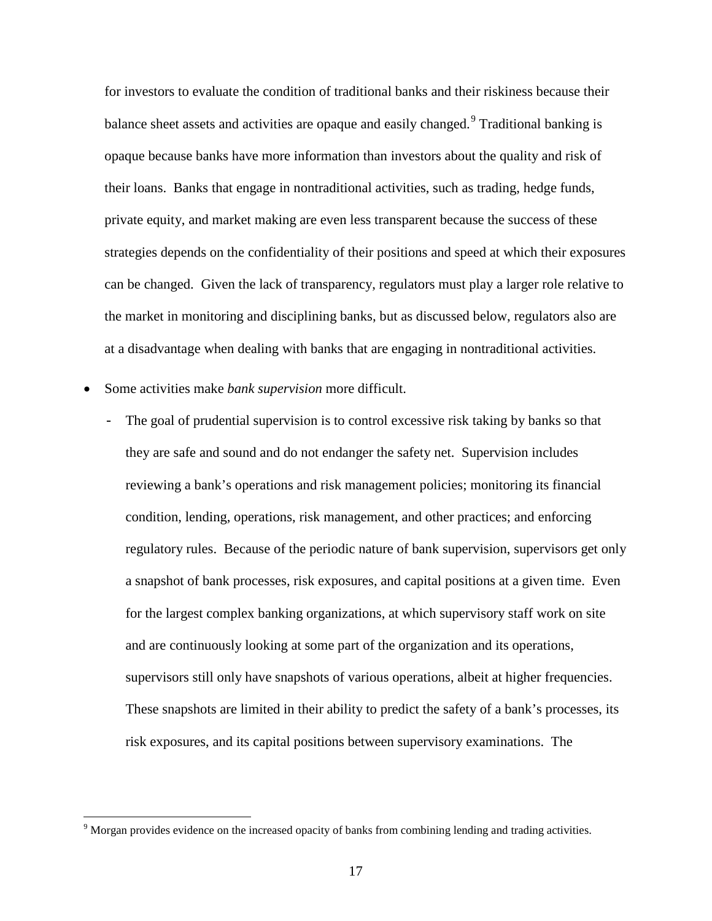for investors to evaluate the condition of traditional banks and their riskiness because their balance sheet assets and activities are opaque and easily changed.[9] Traditional banking is opaque because banks have more information than investors about the quality and risk of their loans. Banks that engage in nontraditional activities, such as trading, hedge funds, private equity, and market making are even less transparent because the success of these strategies depends on the confidentiality of their positions and speed at which their exposures can be changed. Given the lack of transparency, regulators must play a larger role relative to the market in monitoring and disciplining banks, but as discussed below, regulators also are at a disadvantage when dealing with banks that are engaging in nontraditional activities.

- Some activities make *bank supervision* more difficult.
  - The goal of prudential supervision is to control excessive risk taking by banks so that they are safe and sound and do not endanger the safety net. Supervision includes reviewing a bank's operations and risk management policies; monitoring its financial condition, lending, operations, risk management, and other practices; and enforcing regulatory rules. Because of the periodic nature of bank supervision, supervisors get only a snapshot of bank processes, risk exposures, and capital positions at a given time. Even for the largest complex banking organizations, at which supervisory staff work on site and are continuously looking at some part of the organization and its operations, supervisors still only have snapshots of various operations, albeit at higher frequencies. These snapshots are limited in their ability to predict the safety of a bank's processes, its risk exposures, and its capital positions between supervisory examinations. The

[9] Morgan provides evidence on the increased opacity of banks from combining lending and trading activities.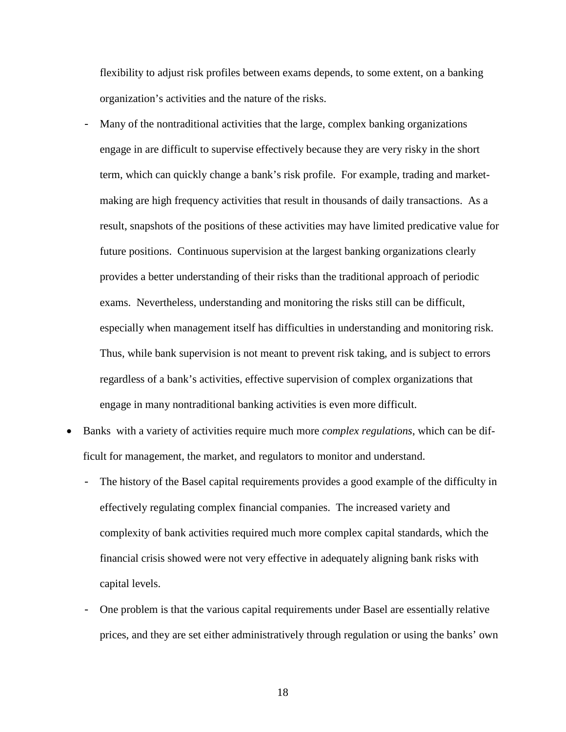flexibility to adjust risk profiles between exams depends, to some extent, on a banking organization's activities and the nature of the risks.

  - Many of the nontraditional activities that the large, complex banking organizations engage in are difficult to supervise effectively because they are very risky in the short term, which can quickly change a bank's risk profile. For example, trading and market-making are high frequency activities that result in thousands of daily transactions. As a result, snapshots of the positions of these activities may have limited predicative value for future positions. Continuous supervision at the largest banking organizations clearly provides a better understanding of their risks than the traditional approach of periodic exams. Nevertheless, understanding and monitoring the risks still can be difficult, especially when management itself has difficulties in understanding and monitoring risk. Thus, while bank supervision is not meant to prevent risk taking, and is subject to errors regardless of a bank's activities, effective supervision of complex organizations that engage in many nontraditional banking activities is even more difficult.

- Banks with a variety of activities require much more *complex regulations*, which can be difficult for management, the market, and regulators to monitor and understand.
  - The history of the Basel capital requirements provides a good example of the difficulty in effectively regulating complex financial companies. The increased variety and complexity of bank activities required much more complex capital standards, which the financial crisis showed were not very effective in adequately aligning bank risks with capital levels.
  - One problem is that the various capital requirements under Basel are essentially relative prices, and they are set either administratively through regulation or using the banks' own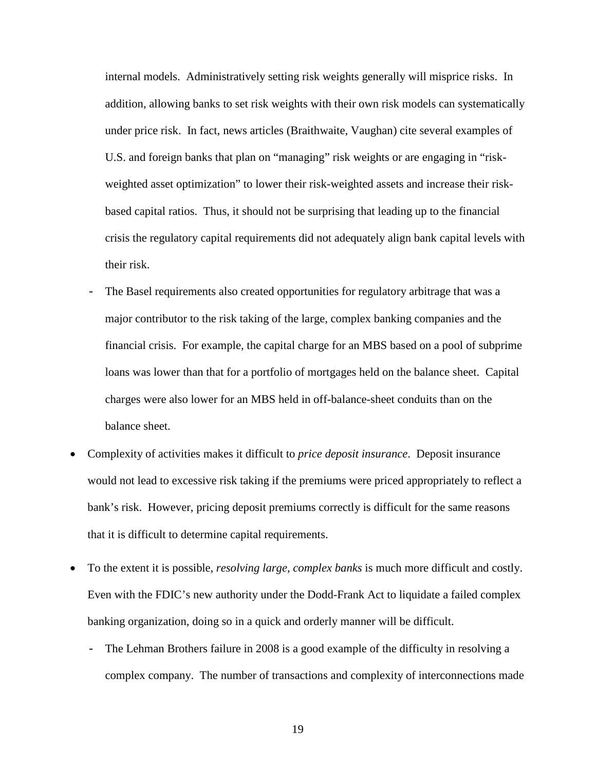internal models. Administratively setting risk weights generally will misprice risks. In addition, allowing banks to set risk weights with their own risk models can systematically under price risk. In fact, news articles (Braithwaite, Vaughan) cite several examples of U.S. and foreign banks that plan on "managing" risk weights or are engaging in "risk-weighted asset optimization" to lower their risk-weighted assets and increase their risk-based capital ratios. Thus, it should not be surprising that leading up to the financial crisis the regulatory capital requirements did not adequately align bank capital levels with their risk.

- The Basel requirements also created opportunities for regulatory arbitrage that was a major contributor to the risk taking of the large, complex banking companies and the financial crisis. For example, the capital charge for an MBS based on a pool of subprime loans was lower than that for a portfolio of mortgages held on the balance sheet. Capital charges were also lower for an MBS held in off-balance-sheet conduits than on the balance sheet.

- Complexity of activities makes it difficult to *price deposit insurance*. Deposit insurance would not lead to excessive risk taking if the premiums were priced appropriately to reflect a bank's risk. However, pricing deposit premiums correctly is difficult for the same reasons that it is difficult to determine capital requirements.

- To the extent it is possible, *resolving large, complex banks* is much more difficult and costly. Even with the FDIC's new authority under the Dodd-Frank Act to liquidate a failed complex banking organization, doing so in a quick and orderly manner will be difficult.
  - The Lehman Brothers failure in 2008 is a good example of the difficulty in resolving a complex company. The number of transactions and complexity of interconnections made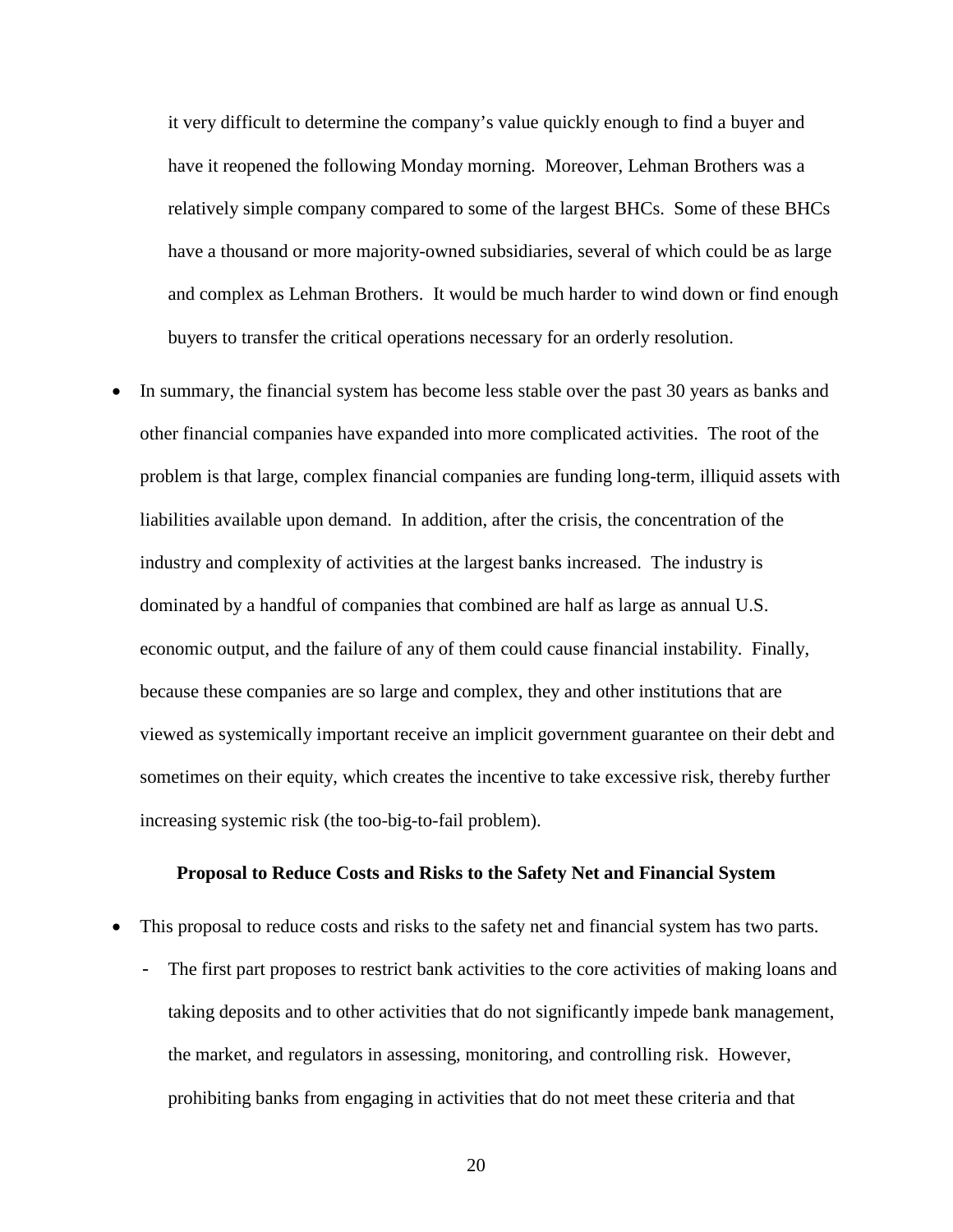it very difficult to determine the company's value quickly enough to find a buyer and have it reopened the following Monday morning. Moreover, Lehman Brothers was a relatively simple company compared to some of the largest BHCs. Some of these BHCs have a thousand or more majority-owned subsidiaries, several of which could be as large and complex as Lehman Brothers. It would be much harder to wind down or find enough buyers to transfer the critical operations necessary for an orderly resolution.

- In summary, the financial system has become less stable over the past 30 years as banks and other financial companies have expanded into more complicated activities. The root of the problem is that large, complex financial companies are funding long-term, illiquid assets with liabilities available upon demand. In addition, after the crisis, the concentration of the industry and complexity of activities at the largest banks increased. The industry is dominated by a handful of companies that combined are half as large as annual U.S. economic output, and the failure of any of them could cause financial instability. Finally, because these companies are so large and complex, they and other institutions that are viewed as systemically important receive an implicit government guarantee on their debt and sometimes on their equity, which creates the incentive to take excessive risk, thereby further increasing systemic risk (the too-big-to-fail problem).

## Proposal to Reduce Costs and Risks to the Safety Net and Financial System

- This proposal to reduce costs and risks to the safety net and financial system has two parts.
  - The first part proposes to restrict bank activities to the core activities of making loans and taking deposits and to other activities that do not significantly impede bank management, the market, and regulators in assessing, monitoring, and controlling risk. However, prohibiting banks from engaging in activities that do not meet these criteria and that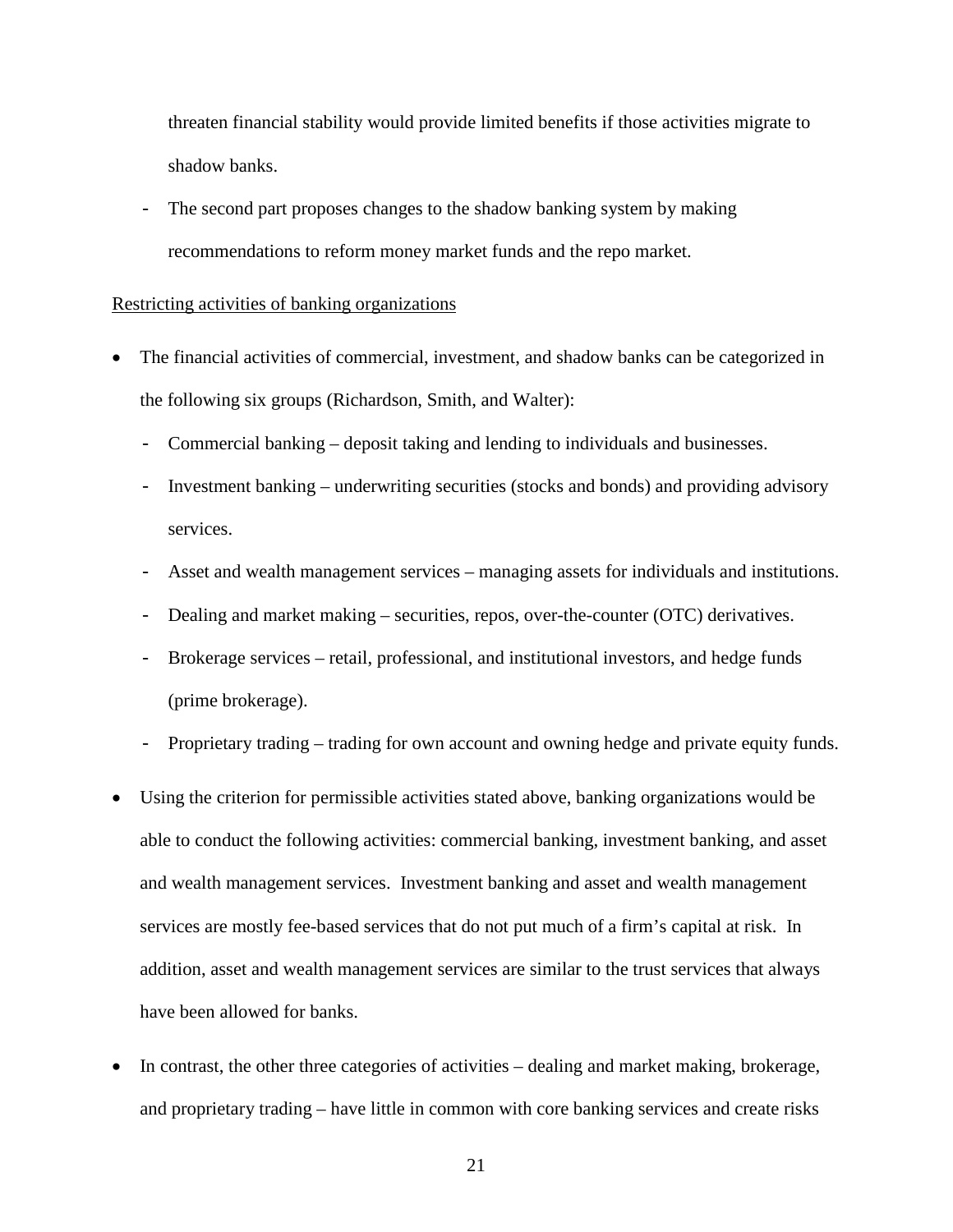threaten financial stability would provide limited benefits if those activities migrate to shadow banks.

- The second part proposes changes to the shadow banking system by making recommendations to reform money market funds and the repo market.

Restricting activities of banking organizations

- The financial activities of commercial, investment, and shadow banks can be categorized in the following six groups (Richardson, Smith, and Walter):
  - Commercial banking – deposit taking and lending to individuals and businesses.
  - Investment banking – underwriting securities (stocks and bonds) and providing advisory services.
  - Asset and wealth management services – managing assets for individuals and institutions.
  - Dealing and market making – securities, repos, over-the-counter (OTC) derivatives.
  - Brokerage services – retail, professional, and institutional investors, and hedge funds (prime brokerage).
  - Proprietary trading – trading for own account and owning hedge and private equity funds.
- Using the criterion for permissible activities stated above, banking organizations would be able to conduct the following activities: commercial banking, investment banking, and asset and wealth management services. Investment banking and asset and wealth management services are mostly fee-based services that do not put much of a firm's capital at risk. In addition, asset and wealth management services are similar to the trust services that always have been allowed for banks.
- In contrast, the other three categories of activities – dealing and market making, brokerage, and proprietary trading – have little in common with core banking services and create risks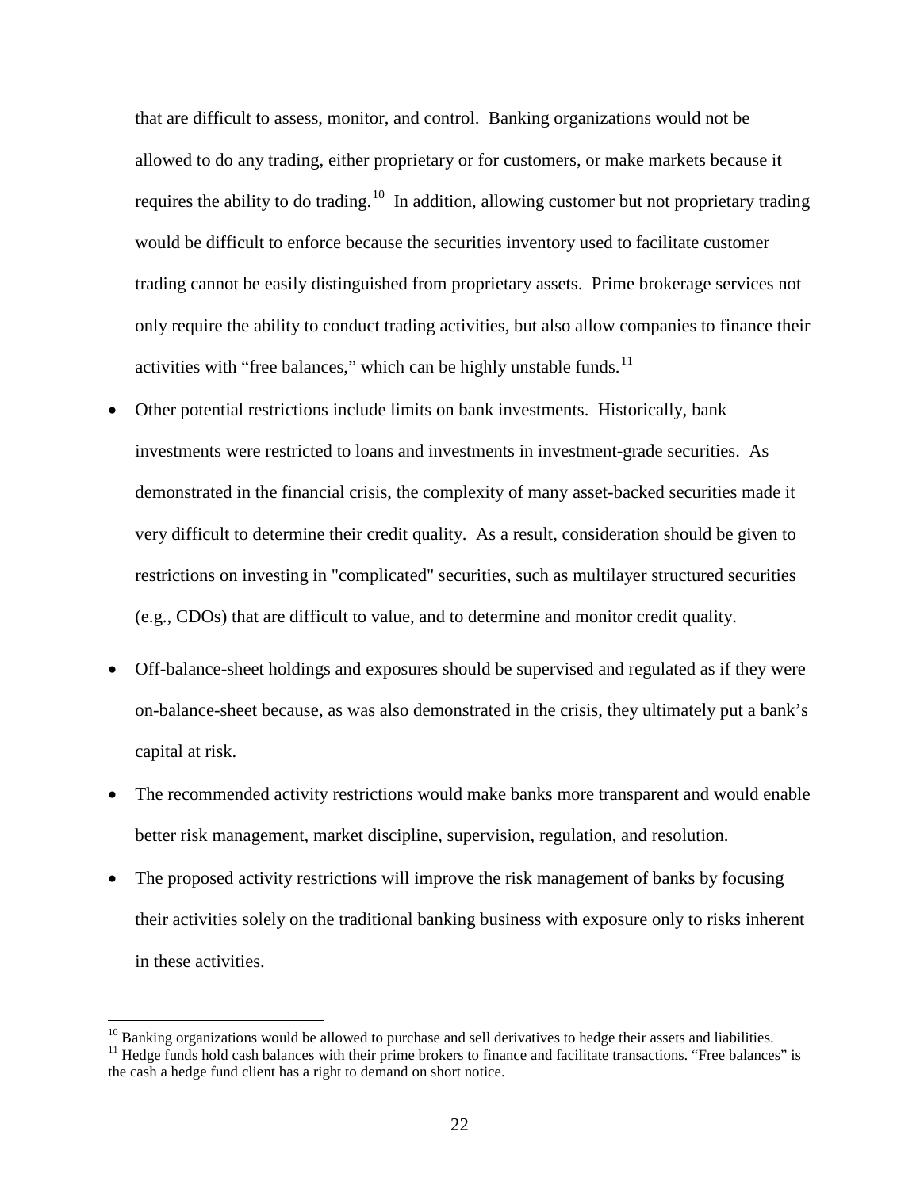that are difficult to assess, monitor, and control. Banking organizations would not be allowed to do any trading, either proprietary or for customers, or make markets because it requires the ability to do trading.[10] In addition, allowing customer but not proprietary trading would be difficult to enforce because the securities inventory used to facilitate customer trading cannot be easily distinguished from proprietary assets. Prime brokerage services not only require the ability to conduct trading activities, but also allow companies to finance their activities with "free balances," which can be highly unstable funds.[11]

- Other potential restrictions include limits on bank investments. Historically, bank investments were restricted to loans and investments in investment-grade securities. As demonstrated in the financial crisis, the complexity of many asset-backed securities made it very difficult to determine their credit quality. As a result, consideration should be given to restrictions on investing in "complicated" securities, such as multilayer structured securities (e.g., CDOs) that are difficult to value, and to determine and monitor credit quality.
- Off-balance-sheet holdings and exposures should be supervised and regulated as if they were on-balance-sheet because, as was also demonstrated in the crisis, they ultimately put a bank's capital at risk.
- The recommended activity restrictions would make banks more transparent and would enable better risk management, market discipline, supervision, regulation, and resolution.
- The proposed activity restrictions will improve the risk management of banks by focusing their activities solely on the traditional banking business with exposure only to risks inherent in these activities.

---

[10] Banking organizations would be allowed to purchase and sell derivatives to hedge their assets and liabilities.

[11] Hedge funds hold cash balances with their prime brokers to finance and facilitate transactions. "Free balances" is the cash a hedge fund client has a right to demand on short notice.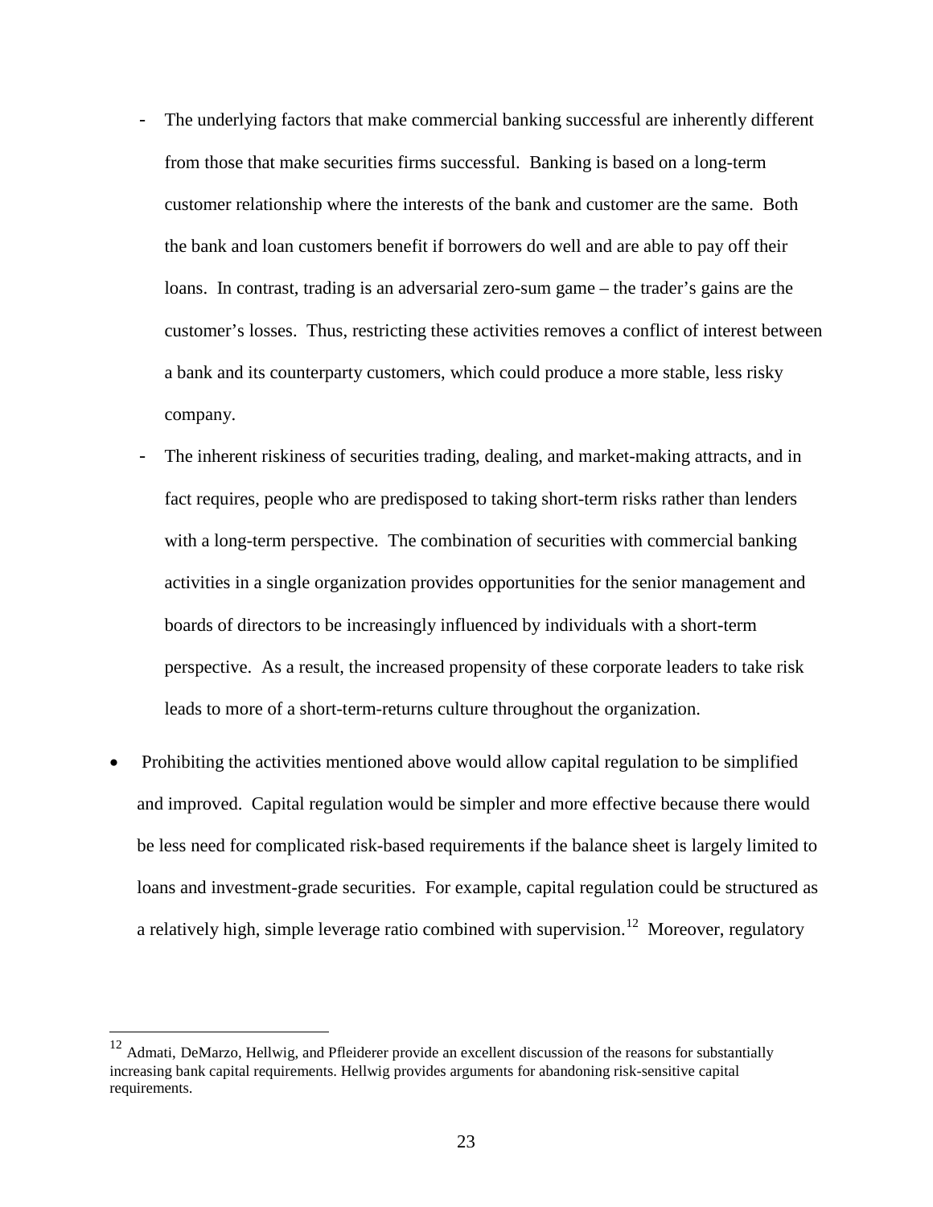- The underlying factors that make commercial banking successful are inherently different from those that make securities firms successful. Banking is based on a long-term customer relationship where the interests of the bank and customer are the same. Both the bank and loan customers benefit if borrowers do well and are able to pay off their loans. In contrast, trading is an adversarial zero-sum game – the trader's gains are the customer's losses. Thus, restricting these activities removes a conflict of interest between a bank and its counterparty customers, which could produce a more stable, less risky company.
  - The inherent riskiness of securities trading, dealing, and market-making attracts, and in fact requires, people who are predisposed to taking short-term risks rather than lenders with a long-term perspective. The combination of securities with commercial banking activities in a single organization provides opportunities for the senior management and boards of directors to be increasingly influenced by individuals with a short-term perspective. As a result, the increased propensity of these corporate leaders to take risk leads to more of a short-term-returns culture throughout the organization.

- Prohibiting the activities mentioned above would allow capital regulation to be simplified and improved. Capital regulation would be simpler and more effective because there would be less need for complicated risk-based requirements if the balance sheet is largely limited to loans and investment-grade securities. For example, capital regulation could be structured as a relatively high, simple leverage ratio combined with supervision.[12] Moreover, regulatory

[12] Admati, DeMarzo, Hellwig, and Pfleiderer provide an excellent discussion of the reasons for substantially increasing bank capital requirements. Hellwig provides arguments for abandoning risk-sensitive capital requirements.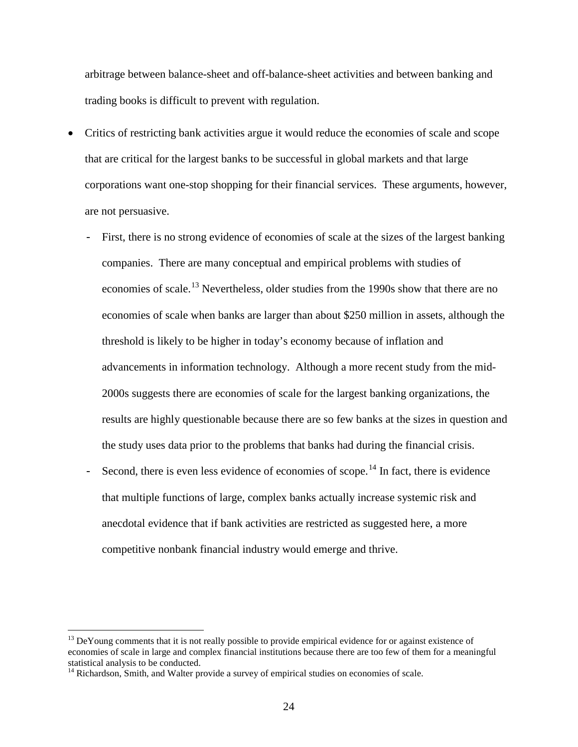arbitrage between balance-sheet and off-balance-sheet activities and between banking and trading books is difficult to prevent with regulation.

- Critics of restricting bank activities argue it would reduce the economies of scale and scope that are critical for the largest banks to be successful in global markets and that large corporations want one-stop shopping for their financial services. These arguments, however, are not persuasive.
  - First, there is no strong evidence of economies of scale at the sizes of the largest banking companies. There are many conceptual and empirical problems with studies of economies of scale.[13] Nevertheless, older studies from the 1990s show that there are no economies of scale when banks are larger than about $250 million in assets, although the threshold is likely to be higher in today's economy because of inflation and advancements in information technology. Although a more recent study from the mid-2000s suggests there are economies of scale for the largest banking organizations, the results are highly questionable because there are so few banks at the sizes in question and the study uses data prior to the problems that banks had during the financial crisis.
  - Second, there is even less evidence of economies of scope.[14] In fact, there is evidence that multiple functions of large, complex banks actually increase systemic risk and anecdotal evidence that if bank activities are restricted as suggested here, a more competitive nonbank financial industry would emerge and thrive.

---

[13] DeYoung comments that it is not really possible to provide empirical evidence for or against existence of economies of scale in large and complex financial institutions because there are too few of them for a meaningful statistical analysis to be conducted.

[14] Richardson, Smith, and Walter provide a survey of empirical studies on economies of scale.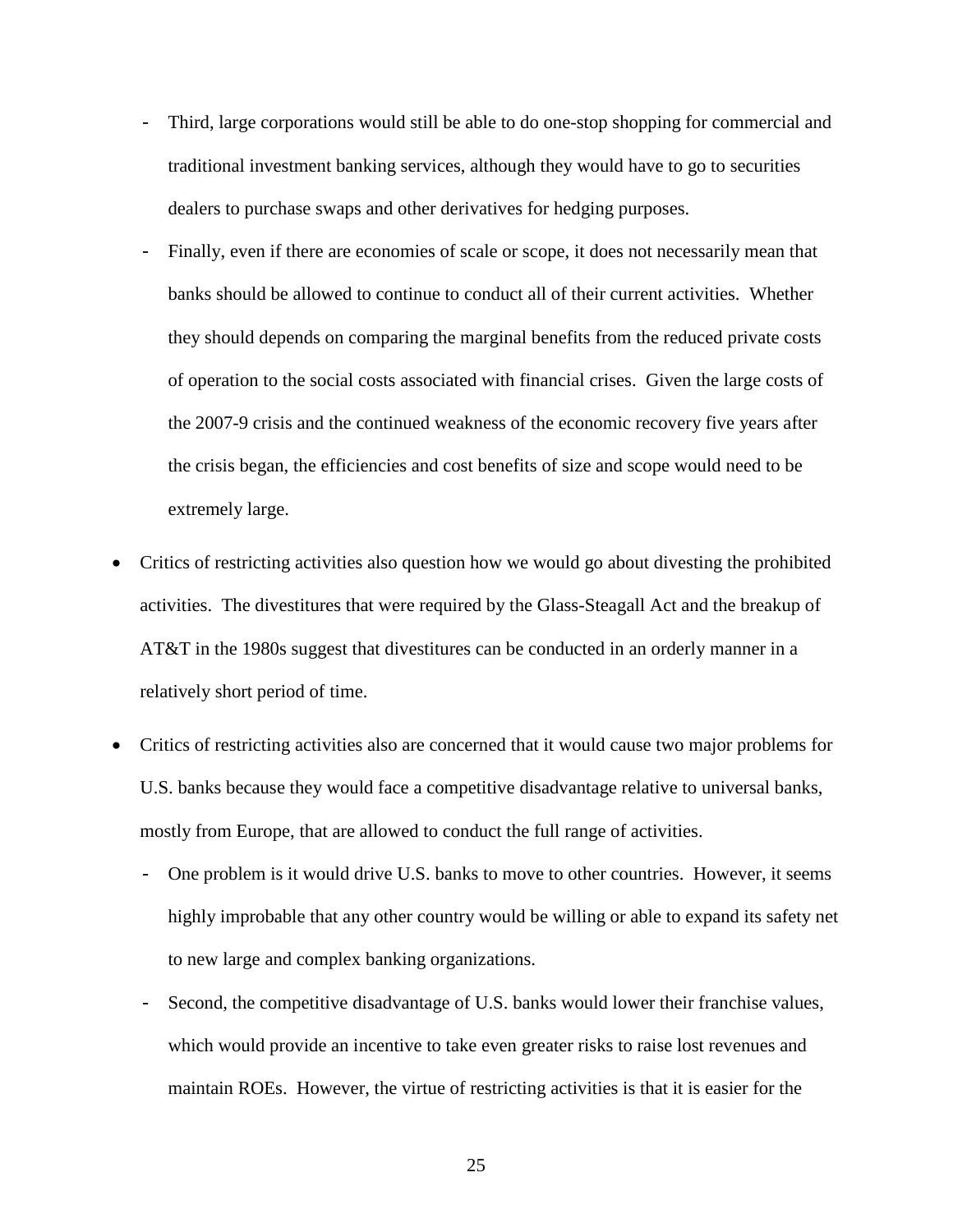- Third, large corporations would still be able to do one-stop shopping for commercial and traditional investment banking services, although they would have to go to securities dealers to purchase swaps and other derivatives for hedging purposes.
  - Finally, even if there are economies of scale or scope, it does not necessarily mean that banks should be allowed to continue to conduct all of their current activities. Whether they should depends on comparing the marginal benefits from the reduced private costs of operation to the social costs associated with financial crises. Given the large costs of the 2007-9 crisis and the continued weakness of the economic recovery five years after the crisis began, the efficiencies and cost benefits of size and scope would need to be extremely large.

- Critics of restricting activities also question how we would go about divesting the prohibited activities. The divestitures that were required by the Glass-Steagall Act and the breakup of AT&T in the 1980s suggest that divestitures can be conducted in an orderly manner in a relatively short period of time.

- Critics of restricting activities also are concerned that it would cause two major problems for U.S. banks because they would face a competitive disadvantage relative to universal banks, mostly from Europe, that are allowed to conduct the full range of activities.
  - One problem is it would drive U.S. banks to move to other countries. However, it seems highly improbable that any other country would be willing or able to expand its safety net to new large and complex banking organizations.
  - Second, the competitive disadvantage of U.S. banks would lower their franchise values, which would provide an incentive to take even greater risks to raise lost revenues and maintain ROEs. However, the virtue of restricting activities is that it is easier for the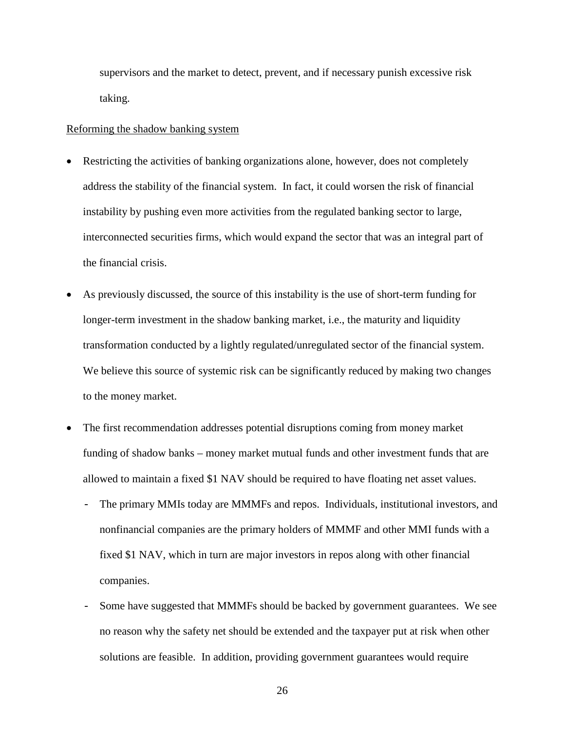supervisors and the market to detect, prevent, and if necessary punish excessive risk taking.

Reforming the shadow banking system

- Restricting the activities of banking organizations alone, however, does not completely address the stability of the financial system. In fact, it could worsen the risk of financial instability by pushing even more activities from the regulated banking sector to large, interconnected securities firms, which would expand the sector that was an integral part of the financial crisis.
- As previously discussed, the source of this instability is the use of short-term funding for longer-term investment in the shadow banking market, i.e., the maturity and liquidity transformation conducted by a lightly regulated/unregulated sector of the financial system. We believe this source of systemic risk can be significantly reduced by making two changes to the money market.
- The first recommendation addresses potential disruptions coming from money market funding of shadow banks – money market mutual funds and other investment funds that are allowed to maintain a fixed $1 NAV should be required to have floating net asset values.
  - The primary MMIs today are MMMFs and repos. Individuals, institutional investors, and nonfinancial companies are the primary holders of MMMF and other MMI funds with a fixed $1 NAV, which in turn are major investors in repos along with other financial companies.
  - Some have suggested that MMMFs should be backed by government guarantees. We see no reason why the safety net should be extended and the taxpayer put at risk when other solutions are feasible. In addition, providing government guarantees would require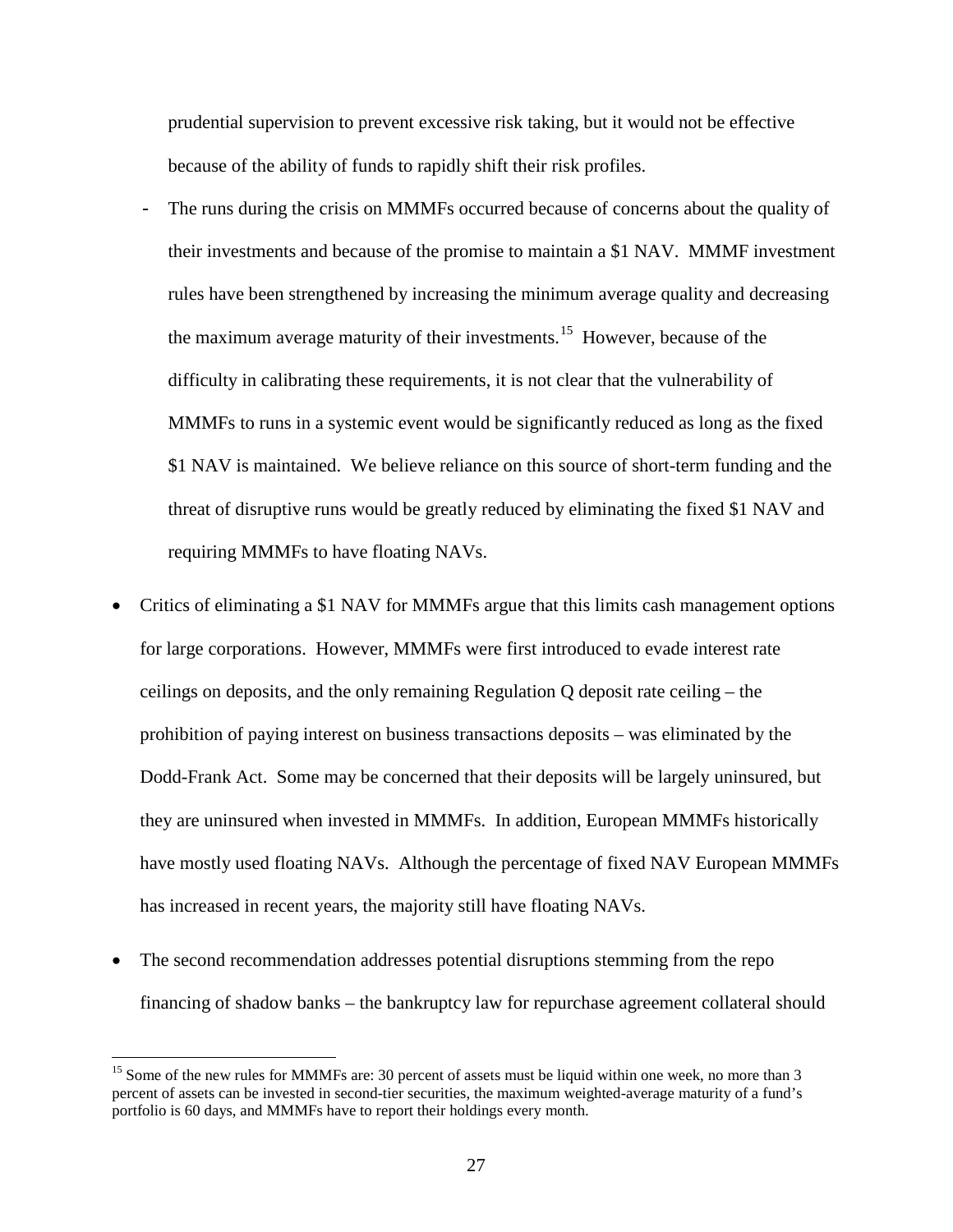prudential supervision to prevent excessive risk taking, but it would not be effective because of the ability of funds to rapidly shift their risk profiles.

- The runs during the crisis on MMMFs occurred because of concerns about the quality of their investments and because of the promise to maintain a $1 NAV. MMMF investment rules have been strengthened by increasing the minimum average quality and decreasing the maximum average maturity of their investments.[15] However, because of the difficulty in calibrating these requirements, it is not clear that the vulnerability of MMMFs to runs in a systemic event would be significantly reduced as long as the fixed $1 NAV is maintained. We believe reliance on this source of short-term funding and the threat of disruptive runs would be greatly reduced by eliminating the fixed $1 NAV and requiring MMMFs to have floating NAVs.

- Critics of eliminating a $1 NAV for MMMFs argue that this limits cash management options for large corporations. However, MMMFs were first introduced to evade interest rate ceilings on deposits, and the only remaining Regulation Q deposit rate ceiling – the prohibition of paying interest on business transactions deposits – was eliminated by the Dodd-Frank Act. Some may be concerned that their deposits will be largely uninsured, but they are uninsured when invested in MMMFs. In addition, European MMMFs historically have mostly used floating NAVs. Although the percentage of fixed NAV European MMMFs has increased in recent years, the majority still have floating NAVs.

- The second recommendation addresses potential disruptions stemming from the repo financing of shadow banks – the bankruptcy law for repurchase agreement collateral should

[15] Some of the new rules for MMMFs are: 30 percent of assets must be liquid within one week, no more than 3 percent of assets can be invested in second-tier securities, the maximum weighted-average maturity of a fund's portfolio is 60 days, and MMMFs have to report their holdings every month.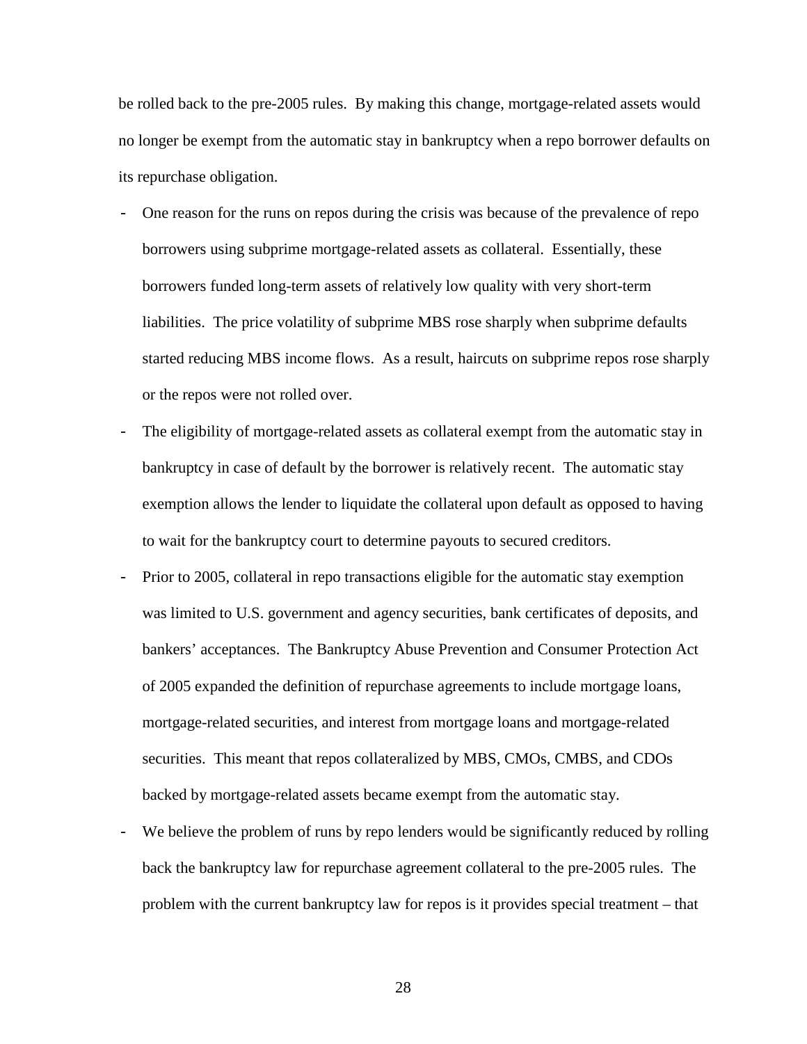be rolled back to the pre-2005 rules. By making this change, mortgage-related assets would no longer be exempt from the automatic stay in bankruptcy when a repo borrower defaults on its repurchase obligation.

- One reason for the runs on repos during the crisis was because of the prevalence of repo borrowers using subprime mortgage-related assets as collateral. Essentially, these borrowers funded long-term assets of relatively low quality with very short-term liabilities. The price volatility of subprime MBS rose sharply when subprime defaults started reducing MBS income flows. As a result, haircuts on subprime repos rose sharply or the repos were not rolled over.
- The eligibility of mortgage-related assets as collateral exempt from the automatic stay in bankruptcy in case of default by the borrower is relatively recent. The automatic stay exemption allows the lender to liquidate the collateral upon default as opposed to having to wait for the bankruptcy court to determine payouts to secured creditors.
- Prior to 2005, collateral in repo transactions eligible for the automatic stay exemption was limited to U.S. government and agency securities, bank certificates of deposits, and bankers' acceptances. The Bankruptcy Abuse Prevention and Consumer Protection Act of 2005 expanded the definition of repurchase agreements to include mortgage loans, mortgage-related securities, and interest from mortgage loans and mortgage-related securities. This meant that repos collateralized by MBS, CMOs, CMBS, and CDOs backed by mortgage-related assets became exempt from the automatic stay.
- We believe the problem of runs by repo lenders would be significantly reduced by rolling back the bankruptcy law for repurchase agreement collateral to the pre-2005 rules. The problem with the current bankruptcy law for repos is it provides special treatment – that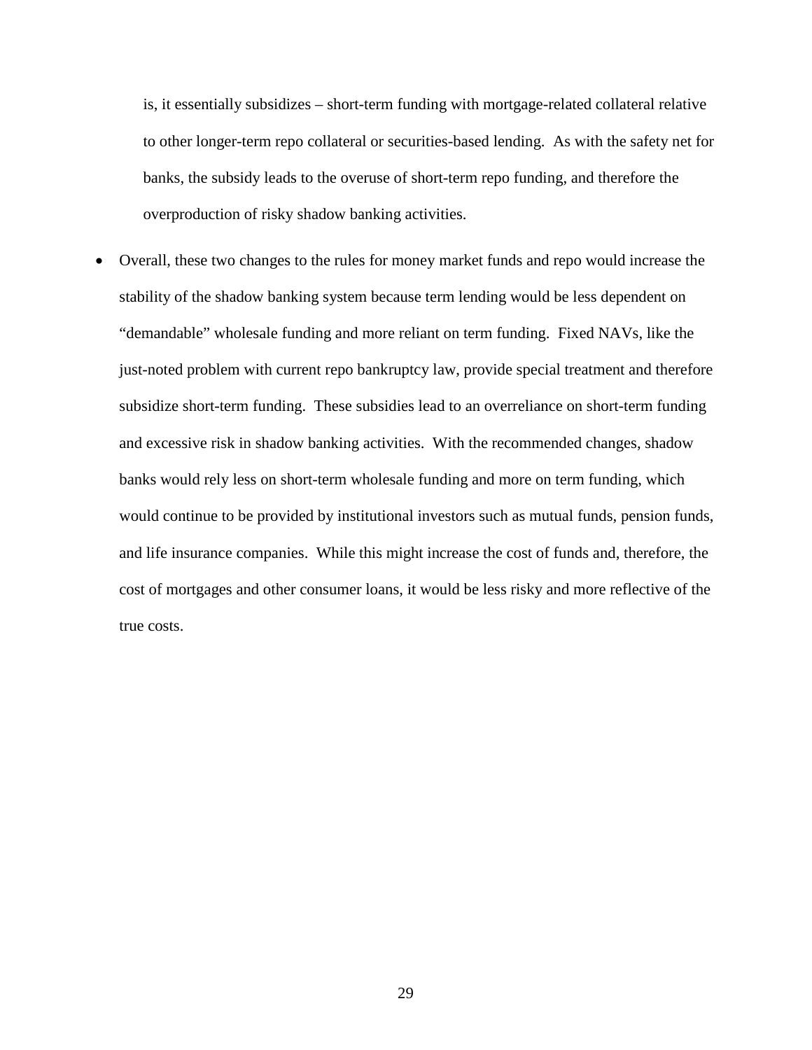is, it essentially subsidizes – short-term funding with mortgage-related collateral relative to other longer-term repo collateral or securities-based lending. As with the safety net for banks, the subsidy leads to the overuse of short-term repo funding, and therefore the overproduction of risky shadow banking activities.

- Overall, these two changes to the rules for money market funds and repo would increase the stability of the shadow banking system because term lending would be less dependent on "demandable" wholesale funding and more reliant on term funding. Fixed NAVs, like the just-noted problem with current repo bankruptcy law, provide special treatment and therefore subsidize short-term funding. These subsidies lead to an overreliance on short-term funding and excessive risk in shadow banking activities. With the recommended changes, shadow banks would rely less on short-term wholesale funding and more on term funding, which would continue to be provided by institutional investors such as mutual funds, pension funds, and life insurance companies. While this might increase the cost of funds and, therefore, the cost of mortgages and other consumer loans, it would be less risky and more reflective of the true costs.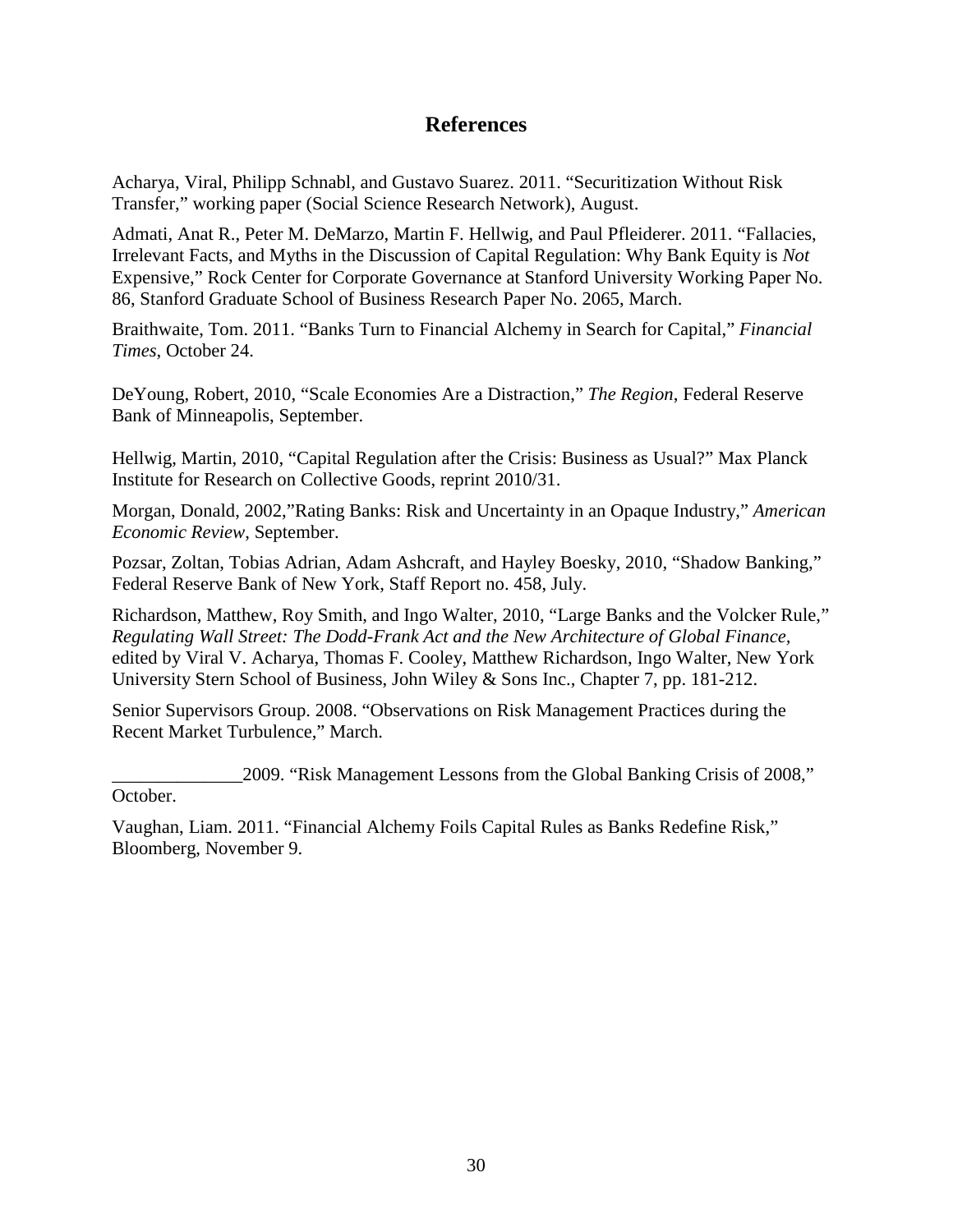## References

Acharya, Viral, Philipp Schnabl, and Gustavo Suarez. 2011. "Securitization Without Risk Transfer," working paper (Social Science Research Network), August.

Admati, Anat R., Peter M. DeMarzo, Martin F. Hellwig, and Paul Pfleiderer. 2011. "Fallacies, Irrelevant Facts, and Myths in the Discussion of Capital Regulation: Why Bank Equity is *Not* Expensive," Rock Center for Corporate Governance at Stanford University Working Paper No. 86, Stanford Graduate School of Business Research Paper No. 2065, March.

Braithwaite, Tom. 2011. "Banks Turn to Financial Alchemy in Search for Capital," *Financial Times*, October 24.

DeYoung, Robert, 2010, "Scale Economies Are a Distraction," *The Region*, Federal Reserve Bank of Minneapolis, September.

Hellwig, Martin, 2010, "Capital Regulation after the Crisis: Business as Usual?" Max Planck Institute for Research on Collective Goods, reprint 2010/31.

Morgan, Donald, 2002,"Rating Banks: Risk and Uncertainty in an Opaque Industry," *American Economic Review*, September.

Pozsar, Zoltan, Tobias Adrian, Adam Ashcraft, and Hayley Boesky, 2010, "Shadow Banking," Federal Reserve Bank of New York, Staff Report no. 458, July.

Richardson, Matthew, Roy Smith, and Ingo Walter, 2010, "Large Banks and the Volcker Rule," *Regulating Wall Street: The Dodd-Frank Act and the New Architecture of Global Finance*, edited by Viral V. Acharya, Thomas F. Cooley, Matthew Richardson, Ingo Walter, New York University Stern School of Business, John Wiley & Sons Inc., Chapter 7, pp. 181-212.

Senior Supervisors Group. 2008. "Observations on Risk Management Practices during the Recent Market Turbulence," March.

______________2009. "Risk Management Lessons from the Global Banking Crisis of 2008," October.

Vaughan, Liam. 2011. "Financial Alchemy Foils Capital Rules as Banks Redefine Risk," Bloomberg, November 9.